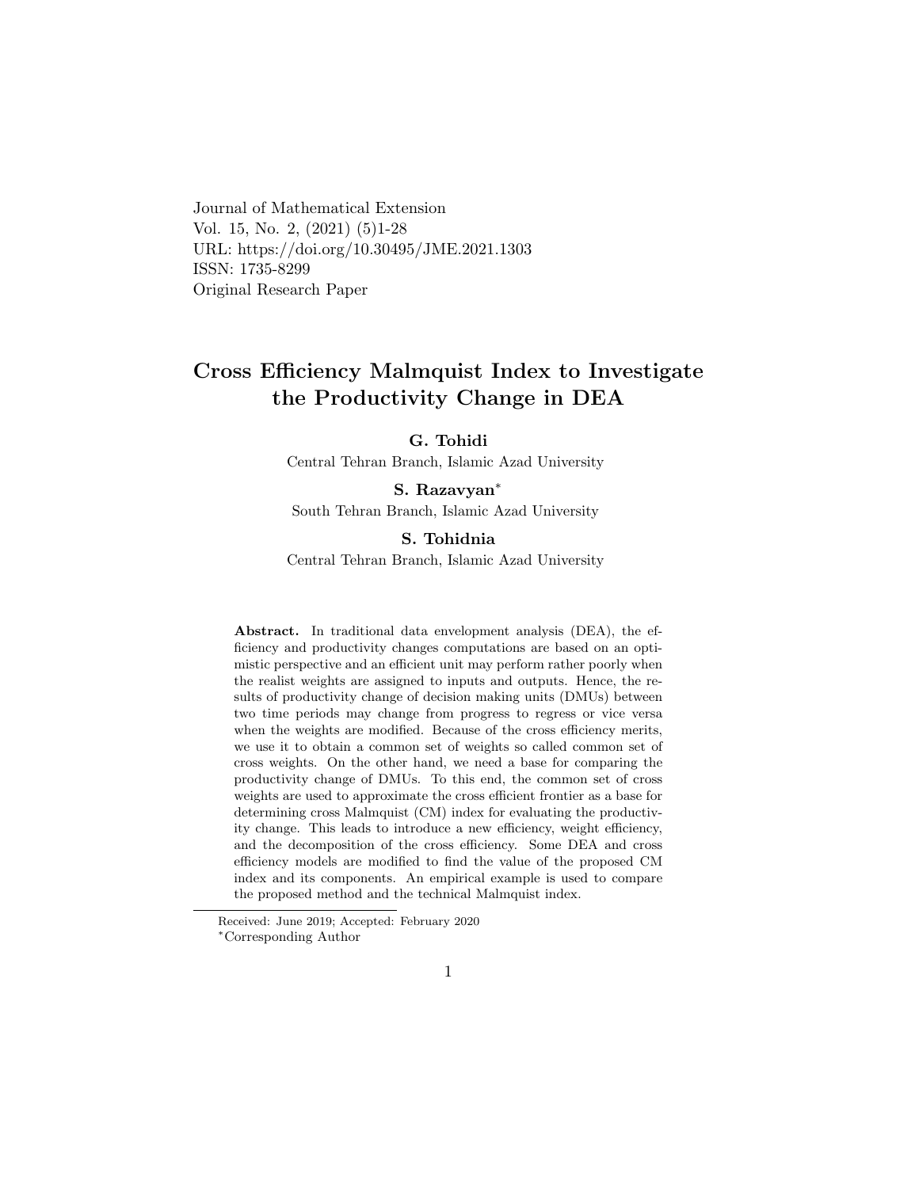Journal of Mathematical Extension
Vol. 15, No. 2, (2021) (5)1-28
URL: https://doi.org/10.30495/JME.2021.1303
ISSN: 1735-8299
Original Research Paper

# Cross Efficiency Malmquist Index to Investigate the Productivity Change in DEA

**G. Tohidi**
Central Tehran Branch, Islamic Azad University

**S. Razavyan***
South Tehran Branch, Islamic Azad University

**S. Tohidnia**
Central Tehran Branch, Islamic Azad University

**Abstract.** In traditional data envelopment analysis (DEA), the efficiency and productivity changes computations are based on an optimistic perspective and an efficient unit may perform rather poorly when the realist weights are assigned to inputs and outputs. Hence, the results of productivity change of decision making units (DMUs) between two time periods may change from progress to regress or vice versa when the weights are modified. Because of the cross efficiency merits, we use it to obtain a common set of weights so called common set of cross weights. On the other hand, we need a base for comparing the productivity change of DMUs. To this end, the common set of cross weights are used to approximate the cross efficient frontier as a base for determining cross Malmquist (CM) index for evaluating the productivity change. This leads to introduce a new efficiency, weight efficiency, and the decomposition of the cross efficiency. Some DEA and cross efficiency models are modified to find the value of the proposed CM index and its components. An empirical example is used to compare the proposed method and the technical Malmquist index.

Received: June 2019; Accepted: February 2020
*Corresponding Author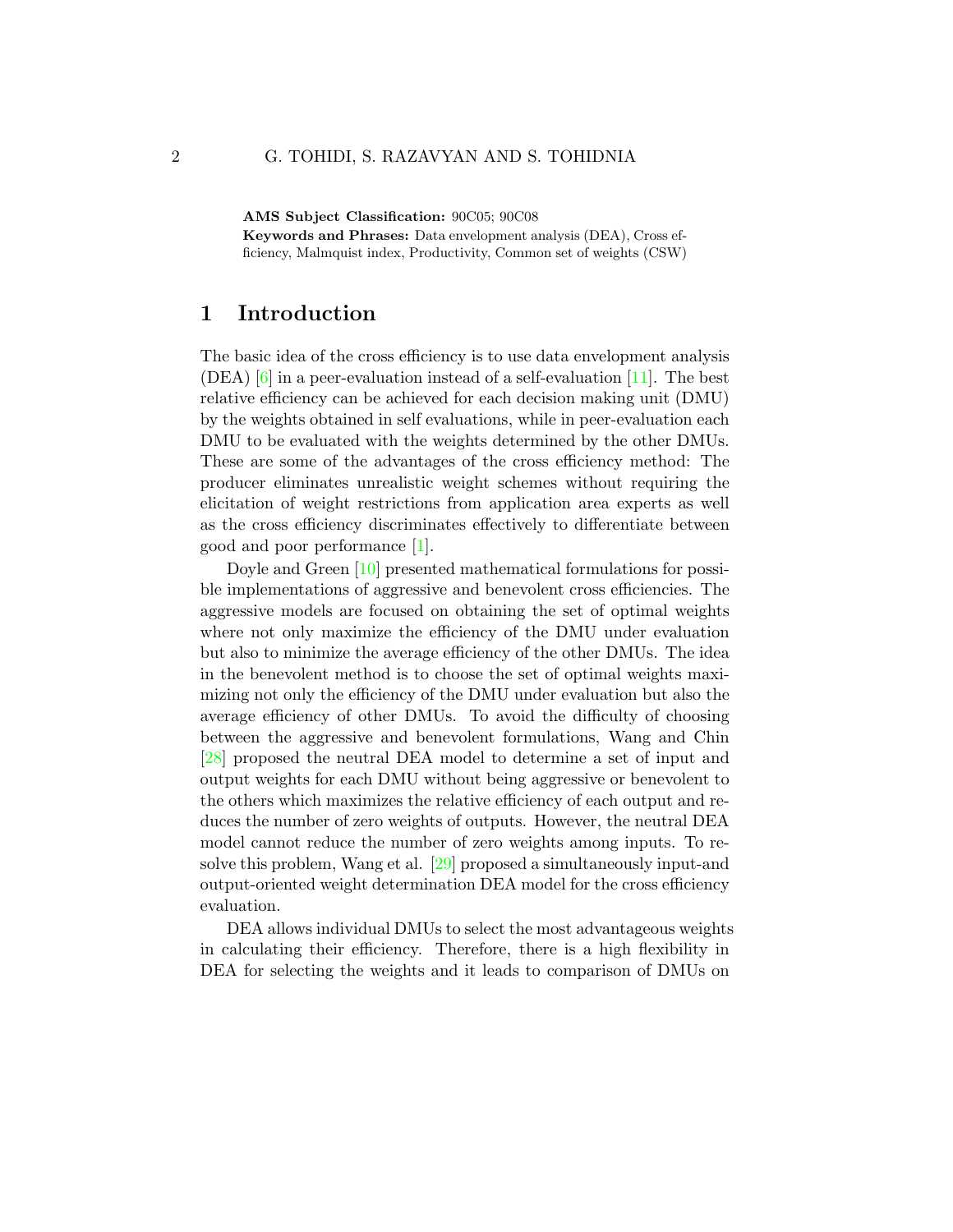**AMS Subject Classification:** 90C05; 90C08

**Keywords and Phrases:** Data envelopment analysis (DEA), Cross efficiency, Malmquist index, Productivity, Common set of weights (CSW)

## 1 Introduction

The basic idea of the cross efficiency is to use data envelopment analysis (DEA) [6] in a peer-evaluation instead of a self-evaluation [11]. The best relative efficiency can be achieved for each decision making unit (DMU) by the weights obtained in self evaluations, while in peer-evaluation each DMU to be evaluated with the weights determined by the other DMUs. These are some of the advantages of the cross efficiency method: The producer eliminates unrealistic weight schemes without requiring the elicitation of weight restrictions from application area experts as well as the cross efficiency discriminates effectively to differentiate between good and poor performance [1].

Doyle and Green [10] presented mathematical formulations for possible implementations of aggressive and benevolent cross efficiencies. The aggressive models are focused on obtaining the set of optimal weights where not only maximize the efficiency of the DMU under evaluation but also to minimize the average efficiency of the other DMUs. The idea in the benevolent method is to choose the set of optimal weights maximizing not only the efficiency of the DMU under evaluation but also the average efficiency of other DMUs. To avoid the difficulty of choosing between the aggressive and benevolent formulations, Wang and Chin [28] proposed the neutral DEA model to determine a set of input and output weights for each DMU without being aggressive or benevolent to the others which maximizes the relative efficiency of each output and reduces the number of zero weights of outputs. However, the neutral DEA model cannot reduce the number of zero weights among inputs. To resolve this problem, Wang et al. [29] proposed a simultaneously input-and output-oriented weight determination DEA model for the cross efficiency evaluation.

DEA allows individual DMUs to select the most advantageous weights in calculating their efficiency. Therefore, there is a high flexibility in DEA for selecting the weights and it leads to comparison of DMUs on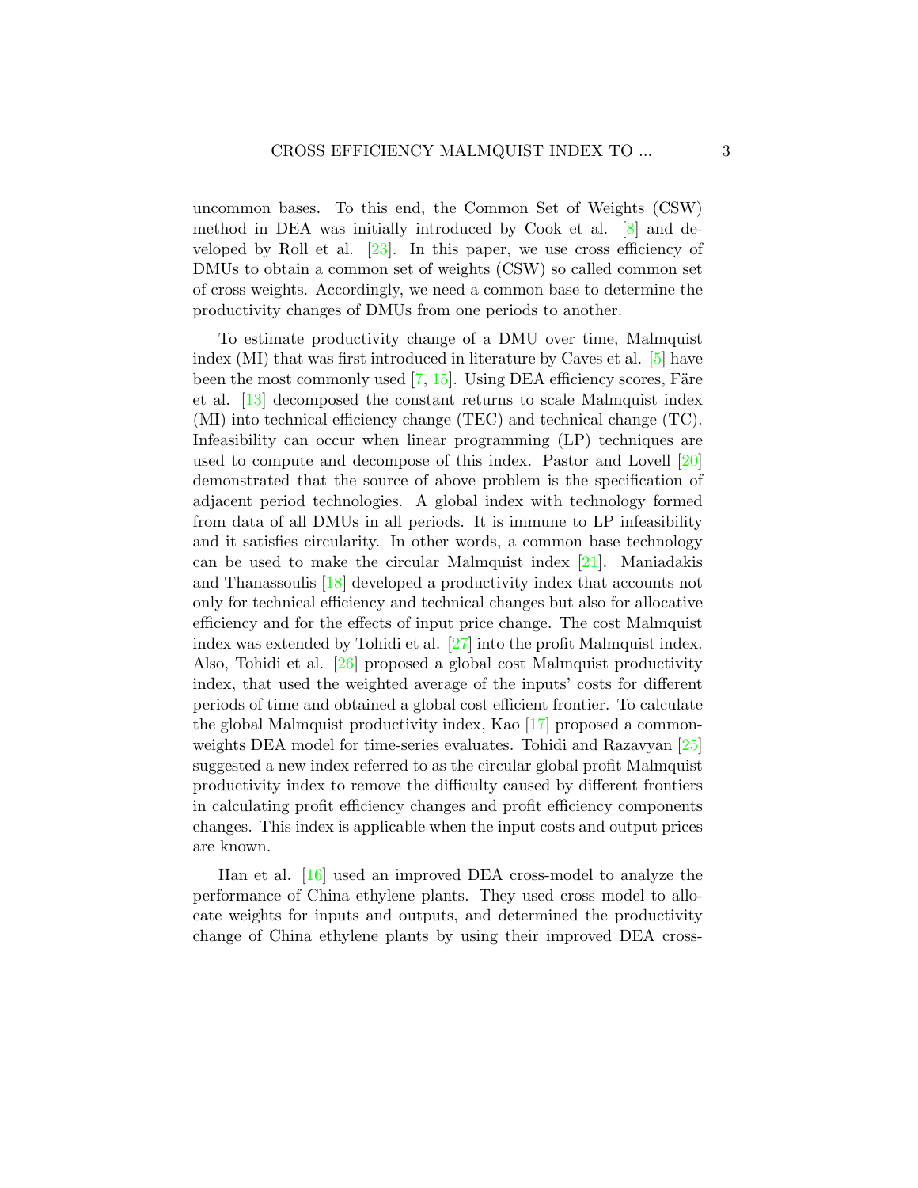uncommon bases. To this end, the Common Set of Weights (CSW) method in DEA was initially introduced by Cook et al. [8] and developed by Roll et al. [23]. In this paper, we use cross efficiency of DMUs to obtain a common set of weights (CSW) so called common set of cross weights. Accordingly, we need a common base to determine the productivity changes of DMUs from one periods to another.

To estimate productivity change of a DMU over time, Malmquist index (MI) that was first introduced in literature by Caves et al. [5] have been the most commonly used [7, 15]. Using DEA efficiency scores, Färe et al. [13] decomposed the constant returns to scale Malmquist index (MI) into technical efficiency change (TEC) and technical change (TC). Infeasibility can occur when linear programming (LP) techniques are used to compute and decompose of this index. Pastor and Lovell [20] demonstrated that the source of above problem is the specification of adjacent period technologies. A global index with technology formed from data of all DMUs in all periods. It is immune to LP infeasibility and it satisfies circularity. In other words, a common base technology can be used to make the circular Malmquist index [21]. Maniadakis and Thanassoulis [18] developed a productivity index that accounts not only for technical efficiency and technical changes but also for allocative efficiency and for the effects of input price change. The cost Malmquist index was extended by Tohidi et al. [27] into the profit Malmquist index. Also, Tohidi et al. [26] proposed a global cost Malmquist productivity index, that used the weighted average of the inputs' costs for different periods of time and obtained a global cost efficient frontier. To calculate the global Malmquist productivity index, Kao [17] proposed a common-weights DEA model for time-series evaluates. Tohidi and Razavyan [25] suggested a new index referred to as the circular global profit Malmquist productivity index to remove the difficulty caused by different frontiers in calculating profit efficiency changes and profit efficiency components changes. This index is applicable when the input costs and output prices are known.

Han et al. [16] used an improved DEA cross-model to analyze the performance of China ethylene plants. They used cross model to allocate weights for inputs and outputs, and determined the productivity change of China ethylene plants by using their improved DEA cross-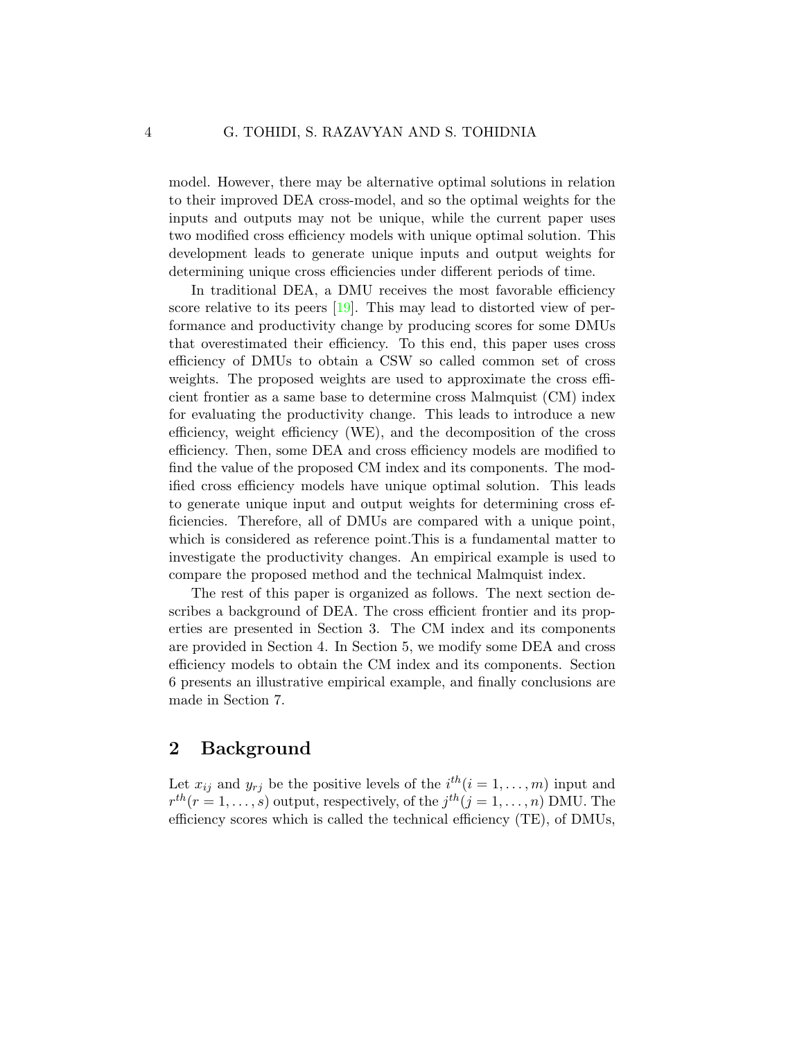model. However, there may be alternative optimal solutions in relation to their improved DEA cross-model, and so the optimal weights for the inputs and outputs may not be unique, while the current paper uses two modified cross efficiency models with unique optimal solution. This development leads to generate unique inputs and output weights for determining unique cross efficiencies under different periods of time.

In traditional DEA, a DMU receives the most favorable efficiency score relative to its peers [19]. This may lead to distorted view of performance and productivity change by producing scores for some DMUs that overestimated their efficiency. To this end, this paper uses cross efficiency of DMUs to obtain a CSW so called common set of cross weights. The proposed weights are used to approximate the cross efficient frontier as a same base to determine cross Malmquist (CM) index for evaluating the productivity change. This leads to introduce a new efficiency, weight efficiency (WE), and the decomposition of the cross efficiency. Then, some DEA and cross efficiency models are modified to find the value of the proposed CM index and its components. The modified cross efficiency models have unique optimal solution. This leads to generate unique input and output weights for determining cross efficiencies. Therefore, all of DMUs are compared with a unique point, which is considered as reference point.This is a fundamental matter to investigate the productivity changes. An empirical example is used to compare the proposed method and the technical Malmquist index.

The rest of this paper is organized as follows. The next section describes a background of DEA. The cross efficient frontier and its properties are presented in Section 3. The CM index and its components are provided in Section 4. In Section 5, we modify some DEA and cross efficiency models to obtain the CM index and its components. Section 6 presents an illustrative empirical example, and finally conclusions are made in Section 7.

## 2 Background

Let $x_{ij}$ and $y_{rj}$ be the positive levels of the $i^{th}(i = 1, \ldots, m)$ input and $r^{th}(r = 1, \ldots, s)$ output, respectively, of the $j^{th}(j = 1, \ldots, n)$ DMU. The efficiency scores which is called the technical efficiency (TE), of DMUs,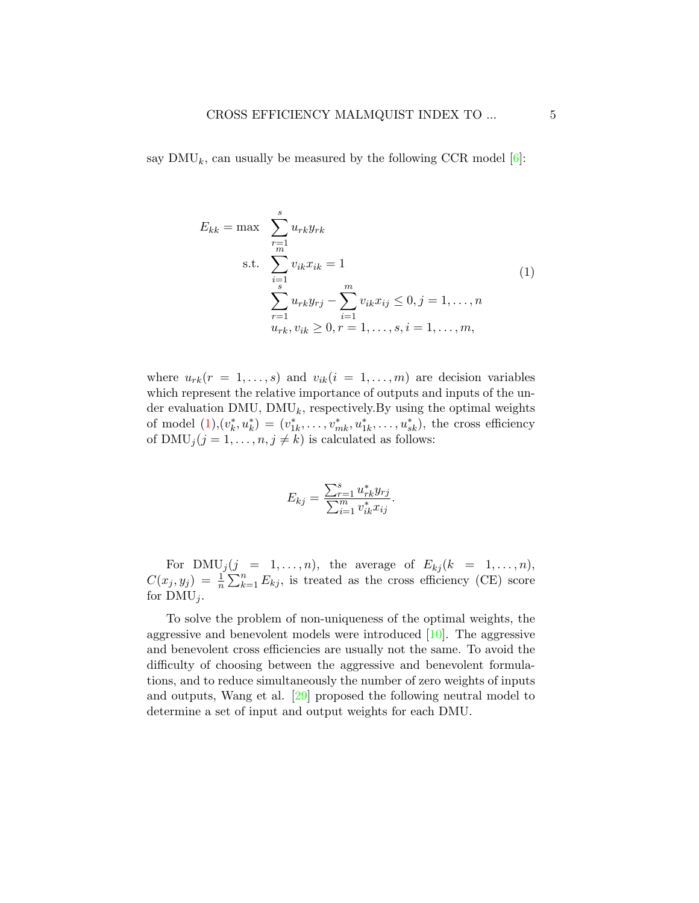say $\text{DMU}_k$, can usually be measured by the following CCR model [6]:

$$
\begin{aligned}
E_{kk} = \max \quad & \sum_{r=1}^{s} u_{rk} y_{rk} \\
\text{s.t.} \quad & \sum_{i=1}^{m} v_{ik} x_{ik} = 1 \\
& \sum_{r=1}^{s} u_{rk} y_{rj} - \sum_{i=1}^{m} v_{ik} x_{ij} \leq 0, j = 1, \ldots, n \\
& u_{rk}, v_{ik} \geq 0, r = 1, \ldots, s, i = 1, \ldots, m,
\end{aligned}
\tag{1}
$$

where $u_{rk}(r = 1, \ldots, s)$ and $v_{ik}(i = 1, \ldots, m)$ are decision variables which represent the relative importance of outputs and inputs of the under evaluation DMU, $\text{DMU}_k$, respectively.By using the optimal weights of model (1),$(v_k^*, u_k^*) = (v_{1k}^*, \ldots, v_{mk}^*, u_{1k}^*, \ldots, u_{sk}^*)$, the cross efficiency of $\text{DMU}_j (j = 1, \ldots, n, j \neq k)$ is calculated as follows:

$$
E_{kj} = \frac{\sum_{r=1}^{s} u_{rk}^* y_{rj}}{\sum_{i=1}^{m} v_{ik}^* x_{ij}}.
$$

For $\text{DMU}_j (j = 1, \ldots, n)$, the average of $E_{kj} (k = 1, \ldots, n)$, $C(x_j, y_j) = \frac{1}{n} \sum_{k=1}^{n} E_{kj}$, is treated as the cross efficiency (CE) score for $\text{DMU}_j$.

To solve the problem of non-uniqueness of the optimal weights, the aggressive and benevolent models were introduced [10]. The aggressive and benevolent cross efficiencies are usually not the same. To avoid the difficulty of choosing between the aggressive and benevolent formulations, and to reduce simultaneously the number of zero weights of inputs and outputs, Wang et al. [29] proposed the following neutral model to determine a set of input and output weights for each DMU.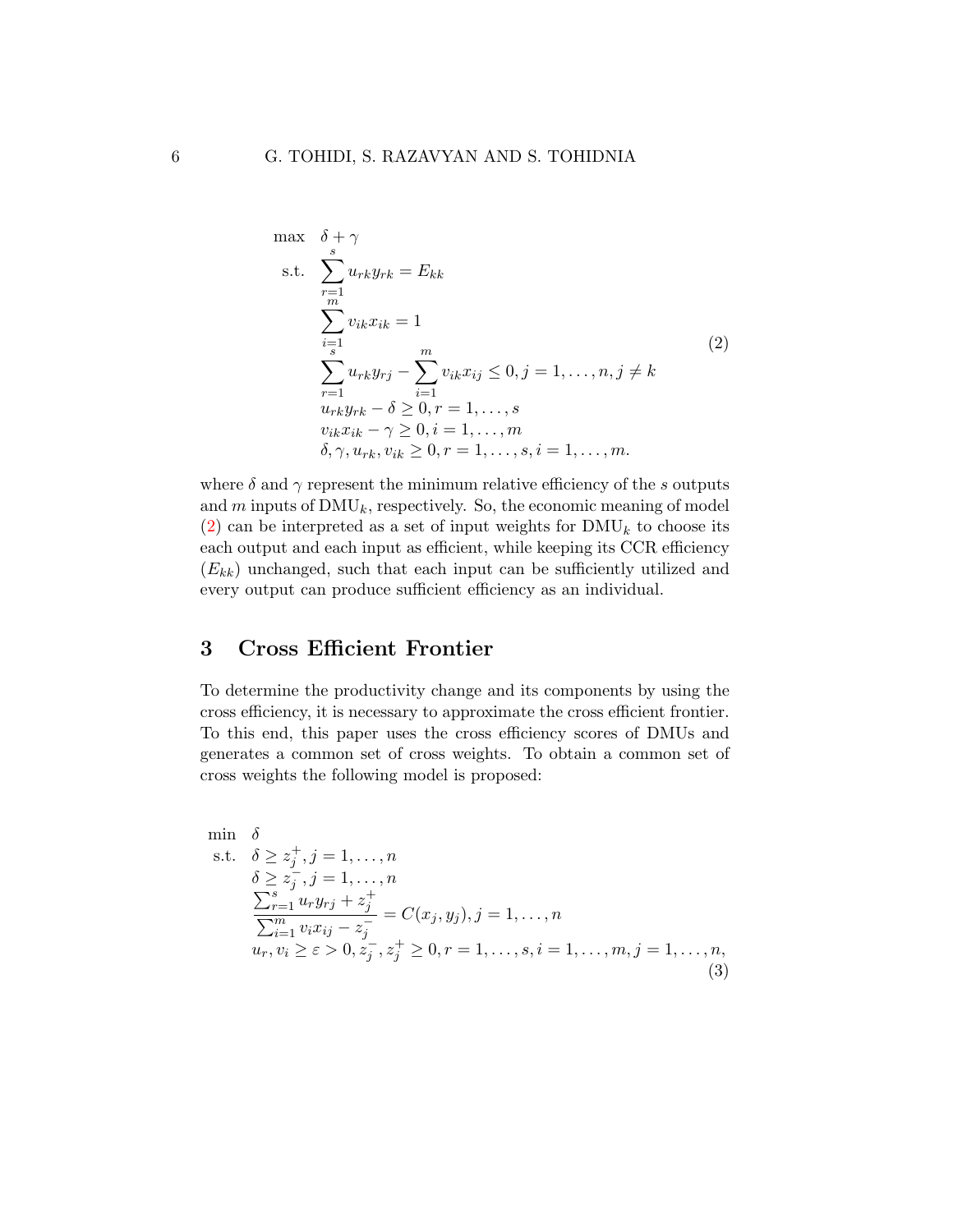$$
\begin{aligned}
\max \quad & \delta + \gamma \\
\text{s.t.} \quad & \sum_{r=1}^{s} u_{rk} y_{rk} = E_{kk} \\
& \sum_{i=1}^{m} v_{ik} x_{ik} = 1 \\
& \sum_{r=1}^{s} u_{rk} y_{rj} - \sum_{i=1}^{m} v_{ik} x_{ij} \leq 0, j = 1, \ldots, n, j \neq k \\
& u_{rk} y_{rk} - \delta \geq 0, r = 1, \ldots, s \\
& v_{ik} x_{ik} - \gamma \geq 0, i = 1, \ldots, m \\
& \delta, \gamma, u_{rk}, v_{ik} \geq 0, r = 1, \ldots, s, i = 1, \ldots, m.
\end{aligned}
\tag{2}
$$

where $\delta$ and $\gamma$ represent the minimum relative efficiency of the $s$ outputs and $m$ inputs of $\text{DMU}_k$, respectively. So, the economic meaning of model (2) can be interpreted as a set of input weights for $\text{DMU}_k$ to choose its each output and each input as efficient, while keeping its CCR efficiency ($E_{kk}$) unchanged, such that each input can be sufficiently utilized and every output can produce sufficient efficiency as an individual.

## 3 Cross Efficient Frontier

To determine the productivity change and its components by using the cross efficiency, it is necessary to approximate the cross efficient frontier. To this end, this paper uses the cross efficiency scores of DMUs and generates a common set of cross weights. To obtain a common set of cross weights the following model is proposed:

$$
\begin{aligned}
\min \quad & \delta \\
\text{s.t.} \quad & \delta \geq z_j^+, j = 1, \ldots, n \\
& \delta \geq z_j^-, j = 1, \ldots, n \\
& \frac{\sum_{r=1}^{s} u_r y_{rj} + z_j^+}{\sum_{i=1}^{m} v_i x_{ij} - z_j^-} = C(x_j, y_j), j = 1, \ldots, n \\
& u_r, v_i \geq \varepsilon > 0, z_j^-, z_j^+ \geq 0, r = 1, \ldots, s, i = 1, \ldots, m, j = 1, \ldots, n,
\end{aligned}
\tag{3}
$$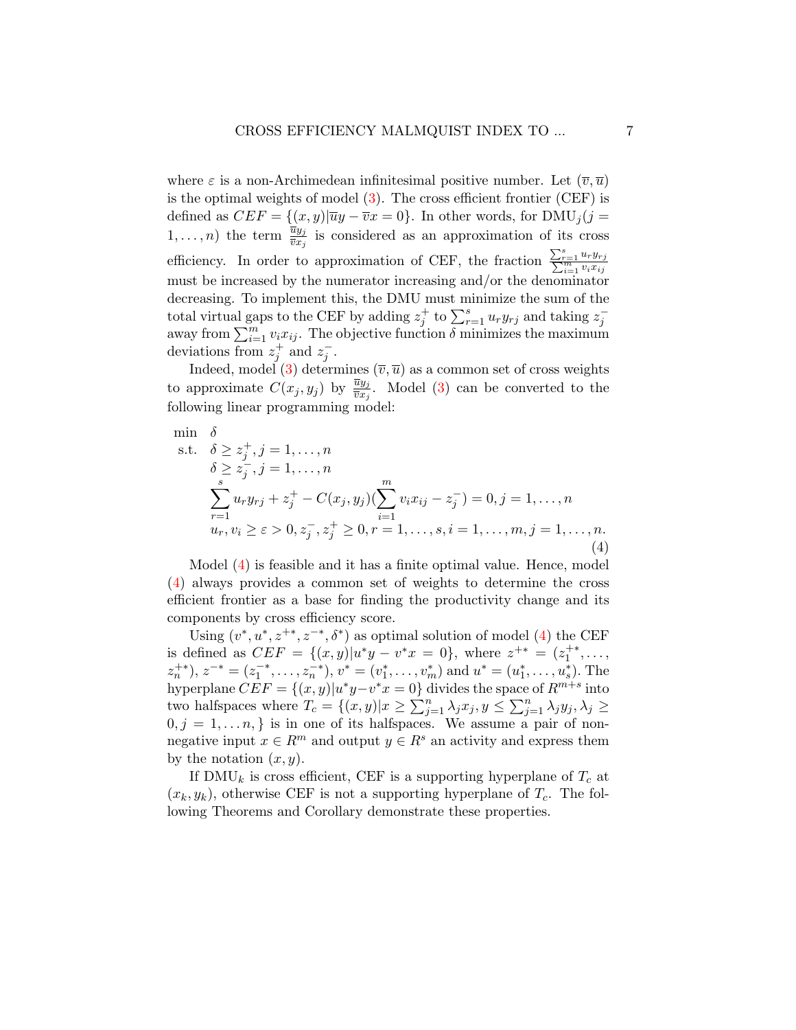where $\varepsilon$ is a non-Archimedean infinitesimal positive number. Let $(\overline{v}, \overline{u})$ is the optimal weights of model (3). The cross efficient frontier (CEF) is defined as $CEF = \{(x, y)|\overline{u}y - \overline{v}x = 0\}$. In other words, for DMU$_j (j = 1, \ldots, n)$ the term $\frac{\overline{u}y_j}{\overline{v}x_j}$ is considered as an approximation of its cross efficiency. In order to approximation of CEF, the fraction $\frac{\sum_{r=1}^{s} u_r y_{rj}}{\sum_{i=1}^{m} v_i x_{ij}}$ must be increased by the numerator increasing and/or the denominator decreasing. To implement this, the DMU must minimize the sum of the total virtual gaps to the CEF by adding $z_j^+$ to $\sum_{r=1}^{s} u_r y_{rj}$ and taking $z_j^-$ away from $\sum_{i=1}^{m} v_i x_{ij}$. The objective function $\delta$ minimizes the maximum deviations from $z_j^+$ and $z_j^-$.

Indeed, model (3) determines $(\overline{v}, \overline{u})$ as a common set of cross weights to approximate $C(x_j, y_j)$ by $\frac{\overline{u}y_j}{\overline{v}x_j}$. Model (3) can be converted to the following linear programming model:

$$
\begin{aligned}
\min \quad & \delta \\
\text{s.t.} \quad & \delta \geq z_j^+, j = 1, \ldots, n \\
& \delta \geq z_j^-, j = 1, \ldots, n \\
& \sum_{r=1}^{s} u_r y_{rj} + z_j^+ - C(x_j, y_j)\left(\sum_{i=1}^{m} v_i x_{ij} - z_j^-\right) = 0, j = 1, \ldots, n \\
& u_r, v_i \geq \varepsilon > 0, z_j^-, z_j^+ \geq 0, r = 1, \ldots, s, i = 1, \ldots, m, j = 1, \ldots, n.
\end{aligned} \tag{4}
$$

Model (4) is feasible and it has a finite optimal value. Hence, model (4) always provides a common set of weights to determine the cross efficient frontier as a base for finding the productivity change and its components by cross efficiency score.

Using $(v^*, u^*, z^{+*}, z^{-*}, \delta^*)$ as optimal solution of model (4) the CEF is defined as $CEF = \{(x, y)|u^*y - v^*x = 0\}$, where $z^{+*} = (z_1^{+*}, \ldots, z_n^{+*})$, $z^{-*} = (z_1^{-*}, \ldots, z_n^{-*})$, $v^* = (v_1^*, \ldots, v_m^*)$ and $u^* = (u_1^*, \ldots, u_s^*)$. The hyperplane $CEF = \{(x, y)|u^*y - v^*x = 0\}$ divides the space of $R^{m+s}$ into two halfspaces where $T_c = \{(x, y)|x \geq \sum_{j=1}^{n} \lambda_j x_j, y \leq \sum_{j=1}^{n} \lambda_j y_j, \lambda_j \geq 0, j = 1, \ldots n,\}$ is in one of its halfspaces. We assume a pair of non-negative input $x \in R^m$ and output $y \in R^s$ an activity and express them by the notation $(x, y)$.

If DMU$_k$ is cross efficient, CEF is a supporting hyperplane of $T_c$ at $(x_k, y_k)$, otherwise CEF is not a supporting hyperplane of $T_c$. The following Theorems and Corollary demonstrate these properties.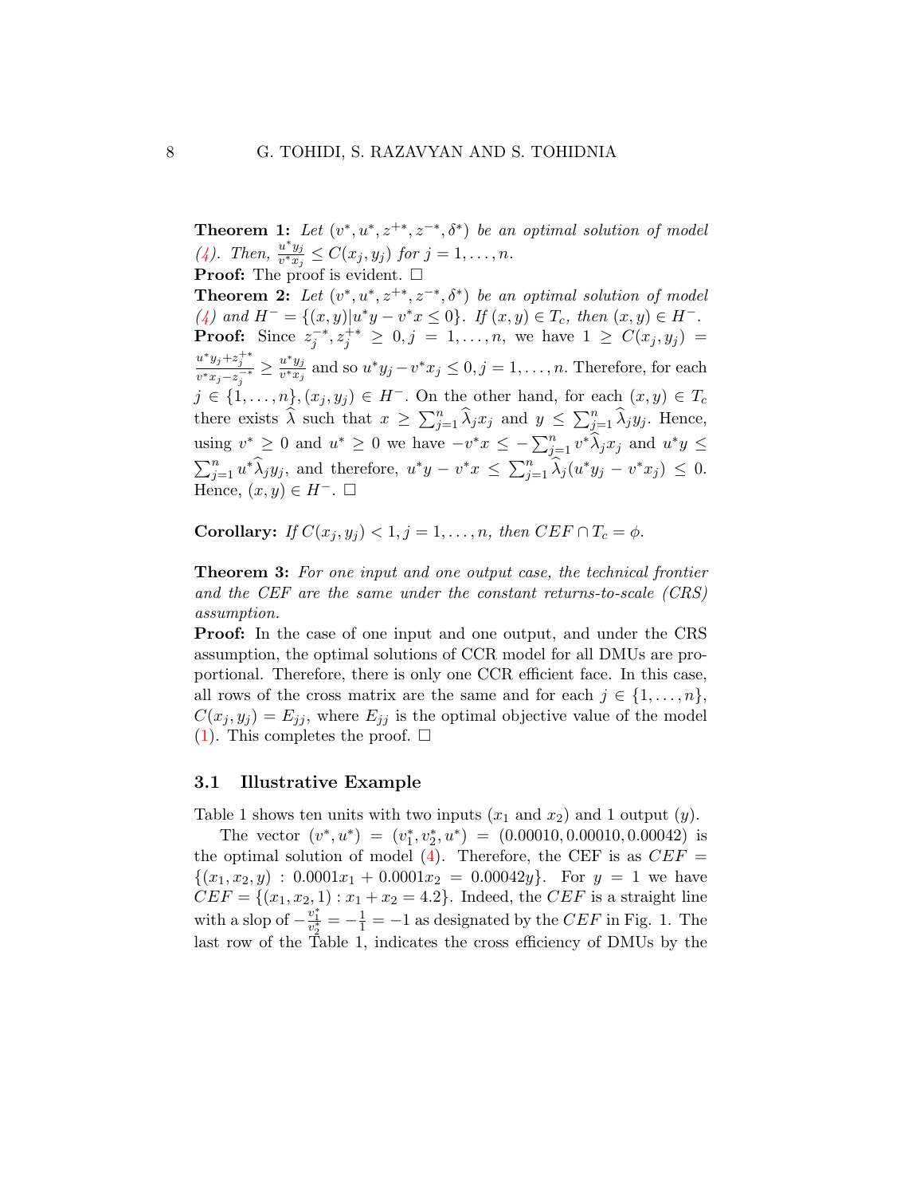**Theorem 1:** *Let $(v^*, u^*, z^{+*}, z^{-*}, \delta^*)$ be an optimal solution of model (4). Then, $\frac{u^* y_j}{v^* x_j} \leq C(x_j, y_j)$ for $j = 1, \ldots, n$.*

**Proof:** The proof is evident. □

**Theorem 2:** *Let $(v^*, u^*, z^{+*}, z^{-*}, \delta^*)$ be an optimal solution of model (4) and $H^- = \{(x, y) | u^* y - v^* x \leq 0\}$. If $(x, y) \in T_c$, then $(x, y) \in H^-$.*

**Proof:** Since $z_j^{-*}, z_j^{+*} \geq 0, j = 1, \ldots, n$, we have $1 \geq C(x_j, y_j) = \frac{u^* y_j + z_j^{+*}}{v^* x_j - z_j^{-*}} \geq \frac{u^* y_j}{v^* x_j}$ and so $u^* y_j - v^* x_j \leq 0, j = 1, \ldots, n$. Therefore, for each $j \in \{1, \ldots, n\}, (x_j, y_j) \in H^-$. On the other hand, for each $(x, y) \in T_c$ there exists $\widehat{\lambda}$ such that $x \geq \sum_{j=1}^n \widehat{\lambda}_j x_j$ and $y \leq \sum_{j=1}^n \widehat{\lambda}_j y_j$. Hence, using $v^* \geq 0$ and $u^* \geq 0$ we have $-v^* x \leq -\sum_{j=1}^n v^* \widehat{\lambda}_j x_j$ and $u^* y \leq \sum_{j=1}^n u^* \widehat{\lambda}_j y_j$, and therefore, $u^* y - v^* x \leq \sum_{j=1}^n \widehat{\lambda}_j (u^* y_j - v^* x_j) \leq 0$. Hence, $(x, y) \in H^-$. □

**Corollary:** *If $C(x_j, y_j) < 1, j = 1, \ldots, n$, then $CEF \cap T_c = \phi$.*

**Theorem 3:** *For one input and one output case, the technical frontier and the CEF are the same under the constant returns-to-scale (CRS) assumption.*

**Proof:** In the case of one input and one output, and under the CRS assumption, the optimal solutions of CCR model for all DMUs are proportional. Therefore, there is only one CCR efficient face. In this case, all rows of the cross matrix are the same and for each $j \in \{1, \ldots, n\}$, $C(x_j, y_j) = E_{jj}$, where $E_{jj}$ is the optimal objective value of the model (1). This completes the proof. □

### 3.1 Illustrative Example

Table 1 shows ten units with two inputs ($x_1$ and $x_2$) and 1 output ($y$).

The vector $(v^*, u^*) = (v_1^*, v_2^*, u^*) = (0.00010, 0.00010, 0.00042)$ is the optimal solution of model (4). Therefore, the CEF is as $CEF = \{(x_1, x_2, y) : 0.0001x_1 + 0.0001x_2 = 0.00042y\}$. For $y = 1$ we have $CEF = \{(x_1, x_2, 1) : x_1 + x_2 = 4.2\}$. Indeed, the $CEF$ is a straight line with a slop of $-\frac{v_1^*}{v_2^*} = -\frac{1}{1} = -1$ as designated by the $CEF$ in Fig. 1. The last row of the Table 1, indicates the cross efficiency of DMUs by the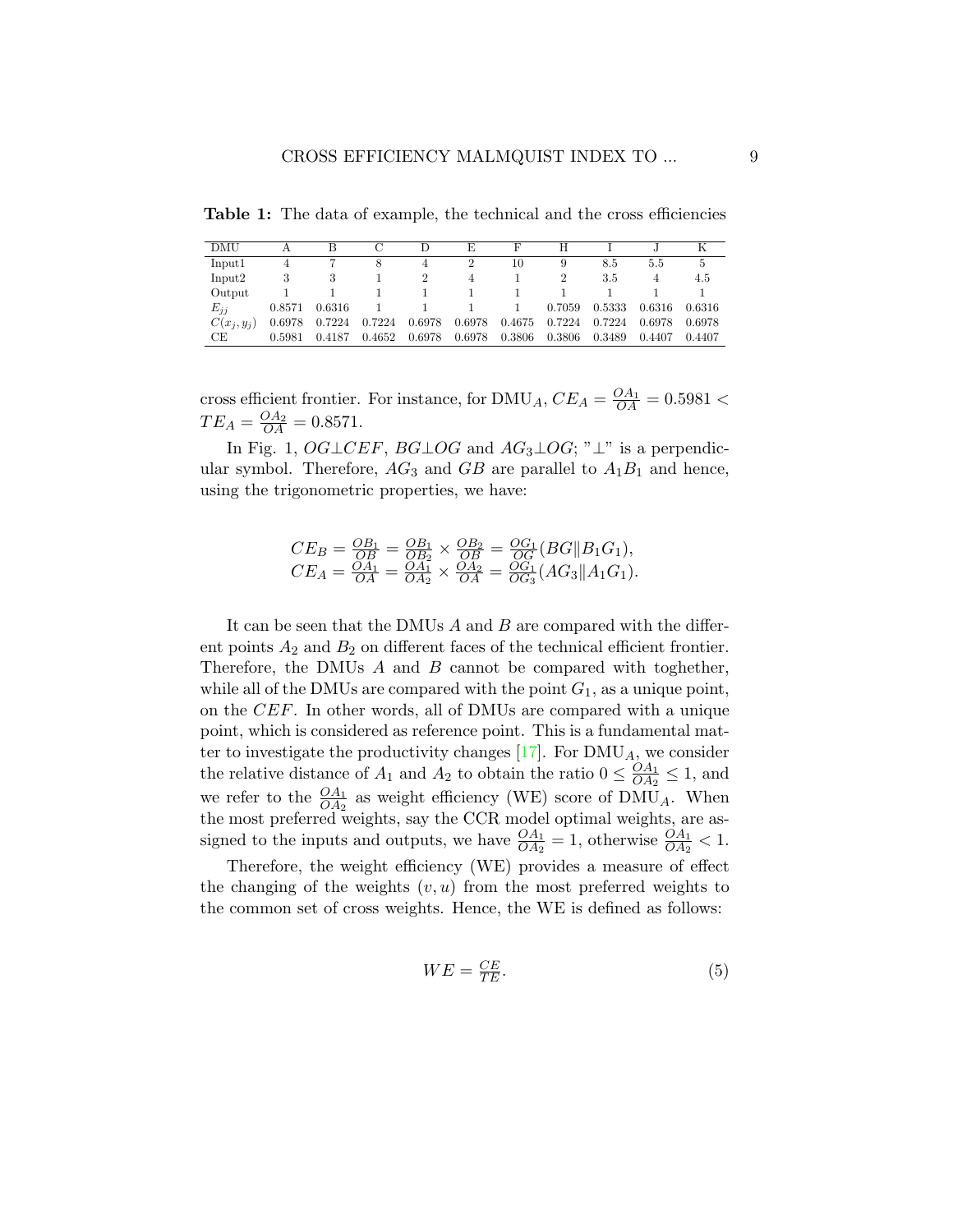**Table 1:** The data of example, the technical and the cross efficiencies

| DMU | A | B | C | D | E | F | H | I | J | K |
|---|---|---|---|---|---|---|---|---|---|---|
| Input1 | 4 | 7 | 8 | 4 | 2 | 10 | 9 | 8.5 | 5.5 | 5 |
| Input2 | 3 | 3 | 1 | 2 | 4 | 1 | 2 | 3.5 | 4 | 4.5 |
| Output | 1 | 1 | 1 | 1 | 1 | 1 | 1 | 1 | 1 | 1 |
| $E_{jj}$ | 0.8571 | 0.6316 | 1 | 1 | 1 | 1 | 0.7059 | 0.5333 | 0.6316 | 0.6316 |
| $C(x_j, y_j)$ | 0.6978 | 0.7224 | 0.7224 | 0.6978 | 0.6978 | 0.4675 | 0.7224 | 0.7224 | 0.6978 | 0.6978 |
| CE | 0.5981 | 0.4187 | 0.4652 | 0.6978 | 0.6978 | 0.3806 | 0.3806 | 0.3489 | 0.4407 | 0.4407 |

cross efficient frontier. For instance, for $\text{DMU}_A$, $CE_A = \frac{OA_1}{OA} = 0.5981 < TE_A = \frac{OA_2}{OA} = 0.8571$.

In Fig. 1, $OG \perp CEF$, $BG \perp OG$ and $AG_3 \perp OG$; "$\perp$" is a perpendicular symbol. Therefore, $AG_3$ and $GB$ are parallel to $A_1B_1$ and hence, using the trigonometric properties, we have:

$$CE_B = \frac{OB_1}{OB} = \frac{OB_1}{OB_2} \times \frac{OB_2}{OB} = \frac{OG_1}{OG}(BG \| B_1G_1),$$
$$CE_A = \frac{OA_1}{OA} = \frac{OA_1}{OA_2} \times \frac{OA_2}{OA} = \frac{OG_1}{OG_3}(AG_3 \| A_1G_1).$$

It can be seen that the DMUs $A$ and $B$ are compared with the different points $A_2$ and $B_2$ on different faces of the technical efficient frontier. Therefore, the DMUs $A$ and $B$ cannot be compared with toghether, while all of the DMUs are compared with the point $G_1$, as a unique point, on the $CEF$. In other words, all of DMUs are compared with a unique point, which is considered as reference point. This is a fundamental matter to investigate the productivity changes [17]. For $\text{DMU}_A$, we consider the relative distance of $A_1$ and $A_2$ to obtain the ratio $0 \leq \frac{OA_1}{OA_2} \leq 1$, and we refer to the $\frac{OA_1}{OA_2}$ as weight efficiency (WE) score of $\text{DMU}_A$. When the most preferred weights, say the CCR model optimal weights, are assigned to the inputs and outputs, we have $\frac{OA_1}{OA_2} = 1$, otherwise $\frac{OA_1}{OA_2} < 1$.

Therefore, the weight efficiency (WE) provides a measure of effect the changing of the weights $(v, u)$ from the most preferred weights to the common set of cross weights. Hence, the WE is defined as follows:

$$WE = \frac{CE}{TE}. \tag{5}$$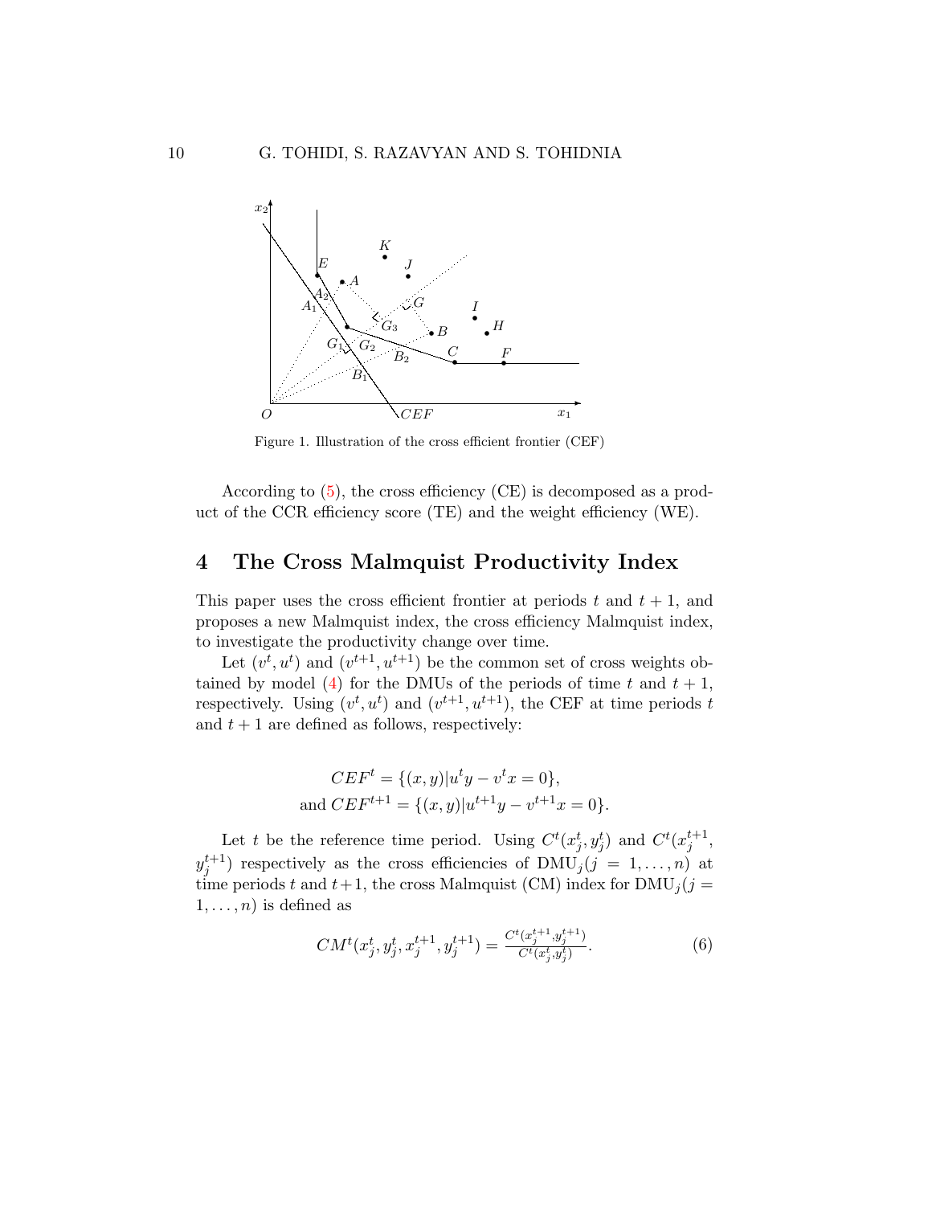Figure 1. Illustration of the cross efficient frontier (CEF)

According to (5), the cross efficiency (CE) is decomposed as a product of the CCR efficiency score (TE) and the weight efficiency (WE).

## 4 The Cross Malmquist Productivity Index

This paper uses the cross efficient frontier at periods $t$ and $t+1$, and proposes a new Malmquist index, the cross efficiency Malmquist index, to investigate the productivity change over time.

Let $(v^t, u^t)$ and $(v^{t+1}, u^{t+1})$ be the common set of cross weights obtained by model (4) for the DMUs of the periods of time $t$ and $t+1$, respectively. Using $(v^t, u^t)$ and $(v^{t+1}, u^{t+1})$, the CEF at time periods $t$ and $t+1$ are defined as follows, respectively:

$$
CEF^t = \{(x, y) | u^t y - v^t x = 0\},
$$
$$
\text{and } CEF^{t+1} = \{(x, y) | u^{t+1} y - v^{t+1} x = 0\}.
$$

Let $t$ be the reference time period. Using $C^t(x_j^t, y_j^t)$ and $C^t(x_j^{t+1}, y_j^{t+1})$ respectively as the cross efficiencies of $\text{DMU}_j (j = 1, \ldots, n)$ at time periods $t$ and $t+1$, the cross Malmquist (CM) index for $\text{DMU}_j (j = 1, \ldots, n)$ is defined as

$$
CM^t(x_j^t, y_j^t, x_j^{t+1}, y_j^{t+1}) = \frac{C^t(x_j^{t+1}, y_j^{t+1})}{C^t(x_j^t, y_j^t)}. \tag{6}
$$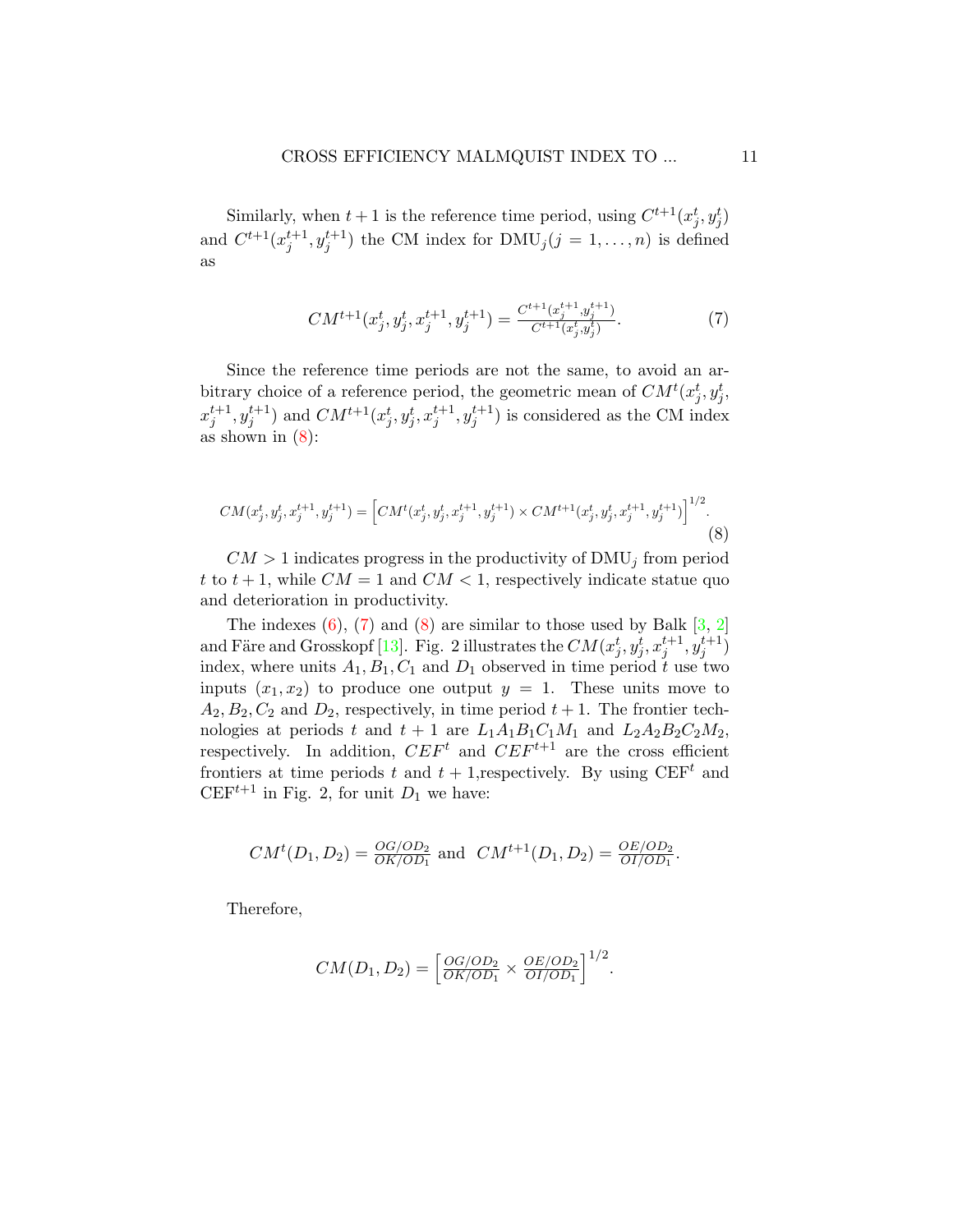Similarly, when $t+1$ is the reference time period, using $C^{t+1}(x_j^t, y_j^t)$ and $C^{t+1}(x_j^{t+1}, y_j^{t+1})$ the CM index for $\text{DMU}_j (j = 1, \ldots, n)$ is defined as

$$CM^{t+1}(x_j^t, y_j^t, x_j^{t+1}, y_j^{t+1}) = \frac{C^{t+1}(x_j^{t+1}, y_j^{t+1})}{C^{t+1}(x_j^t, y_j^t)}. \tag{7}$$

Since the reference time periods are not the same, to avoid an arbitrary choice of a reference period, the geometric mean of $CM^t(x_j^t, y_j^t, x_j^{t+1}, y_j^{t+1})$ and $CM^{t+1}(x_j^t, y_j^t, x_j^{t+1}, y_j^{t+1})$ is considered as the CM index as shown in (8):

$$CM(x_j^t, y_j^t, x_j^{t+1}, y_j^{t+1}) = \left[CM^t(x_j^t, y_j^t, x_j^{t+1}, y_j^{t+1}) \times CM^{t+1}(x_j^t, y_j^t, x_j^{t+1}, y_j^{t+1})\right]^{1/2}. \tag{8}$$

$CM > 1$ indicates progress in the productivity of $\text{DMU}_j$ from period $t$ to $t+1$, while $CM = 1$ and $CM < 1$, respectively indicate statue quo and deterioration in productivity.

The indexes (6), (7) and (8) are similar to those used by Balk [3, 2] and Färe and Grosskopf [13]. Fig. 2 illustrates the $CM(x_j^t, y_j^t, x_j^{t+1}, y_j^{t+1})$ index, where units $A_1, B_1, C_1$ and $D_1$ observed in time period $t$ use two inputs $(x_1, x_2)$ to produce one output $y = 1$. These units move to $A_2, B_2, C_2$ and $D_2$, respectively, in time period $t+1$. The frontier technologies at periods $t$ and $t+1$ are $L_1A_1B_1C_1M_1$ and $L_2A_2B_2C_2M_2$, respectively. In addition, $CEF^t$ and $CEF^{t+1}$ are the cross efficient frontiers at time periods $t$ and $t+1$,respectively. By using $\text{CEF}^t$ and $\text{CEF}^{t+1}$ in Fig. 2, for unit $D_1$ we have:

$$CM^t(D_1, D_2) = \frac{OG/OD_2}{OK/OD_1} \text{ and } \; CM^{t+1}(D_1, D_2) = \frac{OE/OD_2}{OI/OD_1}.$$

Therefore,

$$CM(D_1, D_2) = \left[\frac{OG/OD_2}{OK/OD_1} \times \frac{OE/OD_2}{OI/OD_1}\right]^{1/2}.$$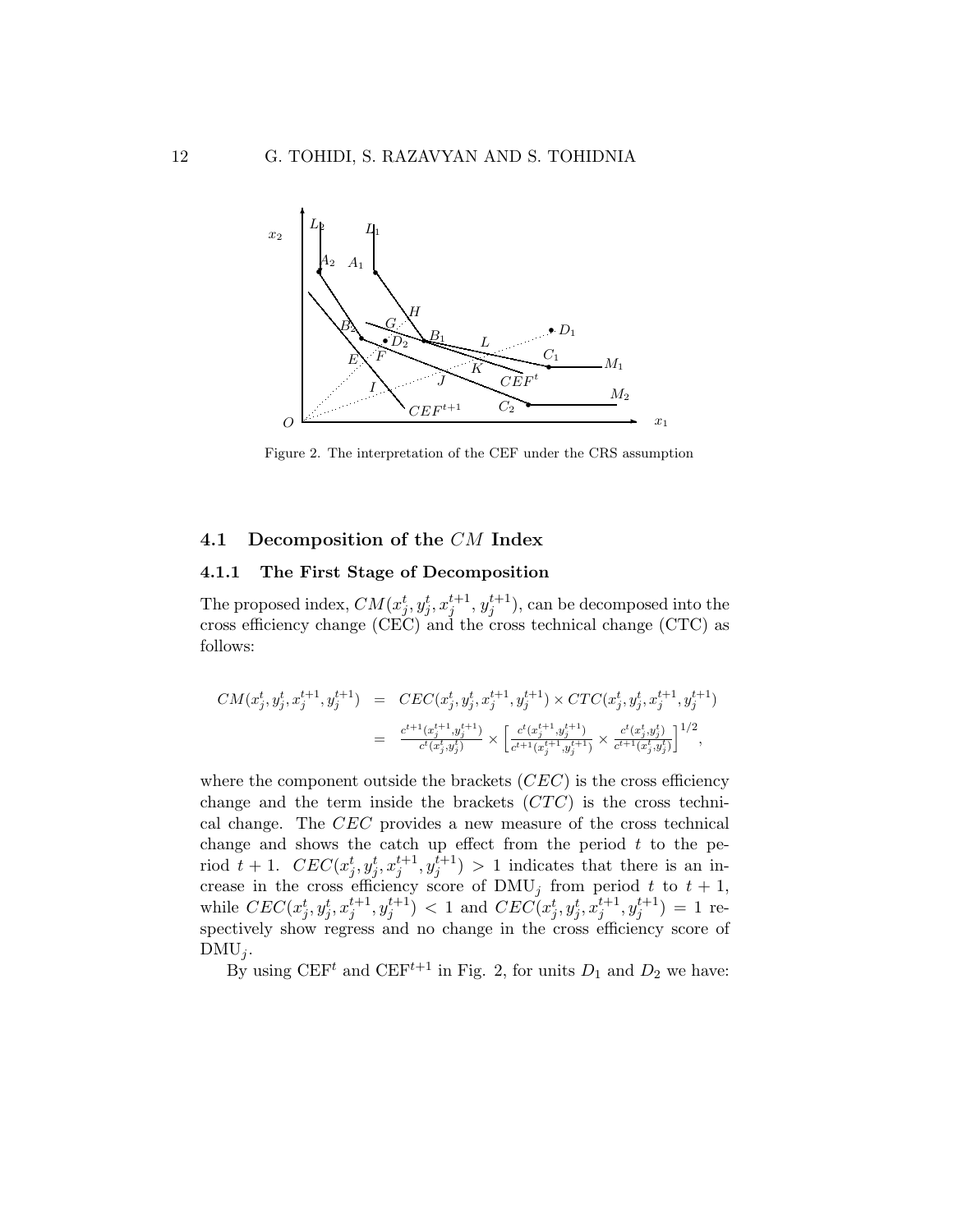Figure 2. The interpretation of the CEF under the CRS assumption

### 4.1 Decomposition of the $CM$ Index

#### 4.1.1 The First Stage of Decomposition

The proposed index, $CM(x_j^t, y_j^t, x_j^{t+1}, y_j^{t+1})$, can be decomposed into the cross efficiency change (CEC) and the cross technical change (CTC) as follows:

$$
\begin{aligned}
CM(x_j^t, y_j^t, x_j^{t+1}, y_j^{t+1}) &= CEC(x_j^t, y_j^t, x_j^{t+1}, y_j^{t+1}) \times CTC(x_j^t, y_j^t, x_j^{t+1}, y_j^{t+1}) \\
&= \frac{c^{t+1}(x_j^{t+1}, y_j^{t+1})}{c^t(x_j^t, y_j^t)} \times \left[ \frac{c^t(x_j^{t+1}, y_j^{t+1})}{c^{t+1}(x_j^{t+1}, y_j^{t+1})} \times \frac{c^t(x_j^t, y_j^t)}{c^{t+1}(x_j^t, y_j^t)} \right]^{1/2},
\end{aligned}
$$

where the component outside the brackets ($CEC$) is the cross efficiency change and the term inside the brackets ($CTC$) is the cross technical change. The $CEC$ provides a new measure of the cross technical change and shows the catch up effect from the period $t$ to the period $t+1$. $CEC(x_j^t, y_j^t, x_j^{t+1}, y_j^{t+1}) > 1$ indicates that there is an increase in the cross efficiency score of $\text{DMU}_j$ from period $t$ to $t+1$, while $CEC(x_j^t, y_j^t, x_j^{t+1}, y_j^{t+1}) < 1$ and $CEC(x_j^t, y_j^t, x_j^{t+1}, y_j^{t+1}) = 1$ respectively show regress and no change in the cross efficiency score of $\text{DMU}_j$.

By using $\text{CEF}^t$ and $\text{CEF}^{t+1}$ in Fig. 2, for units $D_1$ and $D_2$ we have: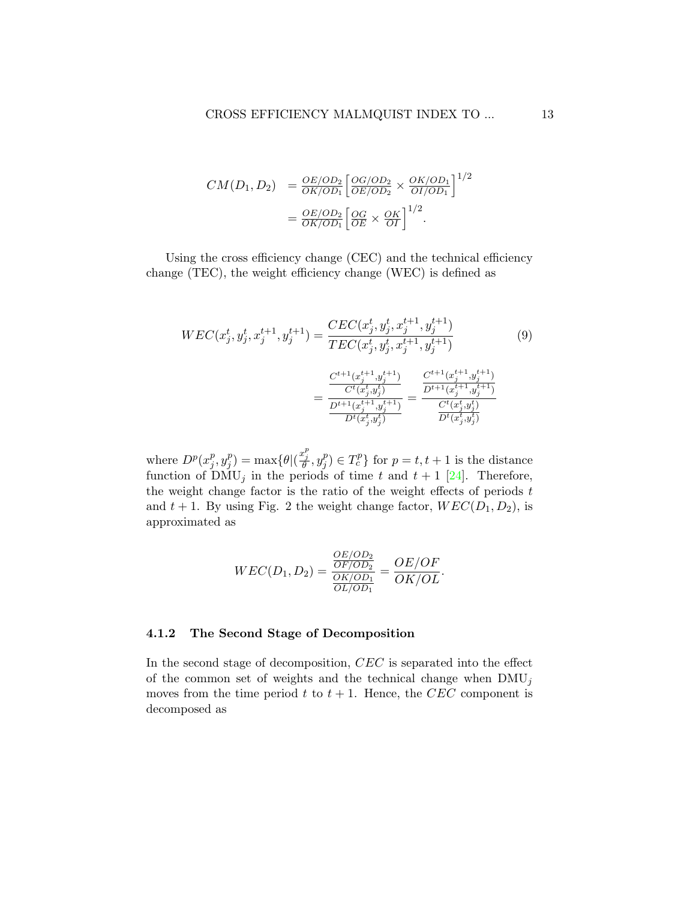$$
\begin{aligned}
CM(D_1, D_2) &= \frac{OE/OD_2}{OK/OD_1}\left[\frac{OG/OD_2}{OE/OD_2} \times \frac{OK/OD_1}{OI/OD_1}\right]^{1/2} \\
&= \frac{OE/OD_2}{OK/OD_1}\left[\frac{OG}{OE} \times \frac{OK}{OI}\right]^{1/2}.
\end{aligned}
$$

Using the cross efficiency change (CEC) and the technical efficiency change (TEC), the weight efficiency change (WEC) is defined as

$$
\begin{aligned}
WEC(x_j^t, y_j^t, x_j^{t+1}, y_j^{t+1}) &= \frac{CEC(x_j^t, y_j^t, x_j^{t+1}, y_j^{t+1})}{TEC(x_j^t, y_j^t, x_j^{t+1}, y_j^{t+1})} \qquad (9) \\
&= \frac{\frac{C^{t+1}(x_j^{t+1}, y_j^{t+1})}{C^t(x_j^t, y_j^t)}}{\frac{D^{t+1}(x_j^{t+1}, y_j^{t+1})}{D^t(x_j^t, y_j^t)}} = \frac{\frac{C^{t+1}(x_j^{t+1}, y_j^{t+1})}{D^{t+1}(x_j^{t+1}, y_j^{t+1})}}{\frac{C^t(x_j^t, y_j^t)}{D^t(x_j^t, y_j^t)}}
\end{aligned}
$$

where $D^p(x_j^p, y_j^p) = \max\{\theta | (\frac{x_j^p}{\theta}, y_j^p) \in T_c^p\}$ for $p = t, t+1$ is the distance function of $\text{DMU}_j$ in the periods of time $t$ and $t+1$ [24]. Therefore, the weight change factor is the ratio of the weight effects of periods $t$ and $t+1$. By using Fig. 2 the weight change factor, $WEC(D_1, D_2)$, is approximated as

$$
WEC(D_1, D_2) = \frac{\frac{OE/OD_2}{OF/OD_2}}{\frac{OK/OD_1}{OL/OD_1}} = \frac{OE/OF}{OK/OL}.
$$

### 4.1.2 The Second Stage of Decomposition

In the second stage of decomposition, $CEC$ is separated into the effect of the common set of weights and the technical change when $\text{DMU}_j$ moves from the time period $t$ to $t+1$. Hence, the $CEC$ component is decomposed as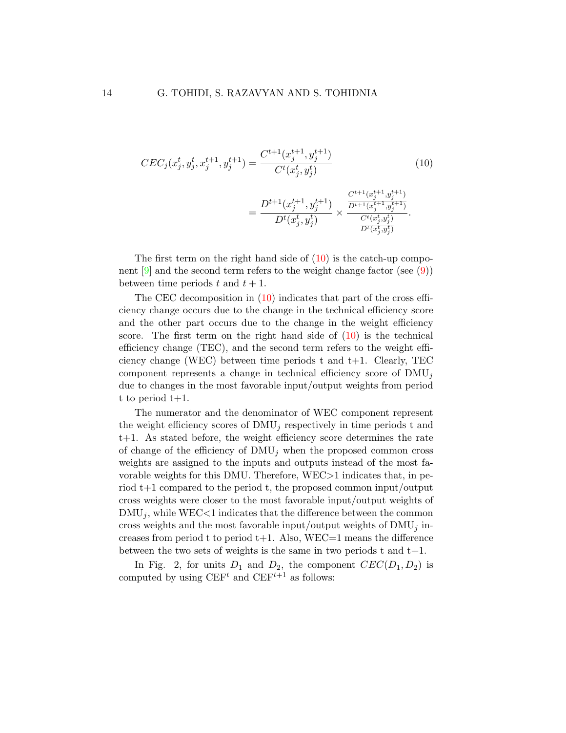$$
\begin{aligned}
CEC_j(x_j^t, y_j^t, x_j^{t+1}, y_j^{t+1}) &= \frac{C^{t+1}(x_j^{t+1}, y_j^{t+1})}{C^t(x_j^t, y_j^t)} \qquad (10) \\
&= \frac{D^{t+1}(x_j^{t+1}, y_j^{t+1})}{D^t(x_j^t, y_j^t)} \times \frac{\frac{C^{t+1}(x_j^{t+1}, y_j^{t+1})}{D^{t+1}(x_j^{t+1}, y_j^{t+1})}}{\frac{C^t(x_j^t, y_j^t)}{D^t(x_j^t, y_j^t)}}.
\end{aligned}
$$

The first term on the right hand side of (10) is the catch-up component [9] and the second term refers to the weight change factor (see (9)) between time periods $t$ and $t+1$.

The CEC decomposition in (10) indicates that part of the cross efficiency change occurs due to the change in the technical efficiency score and the other part occurs due to the change in the weight efficiency score. The first term on the right hand side of (10) is the technical efficiency change (TEC), and the second term refers to the weight efficiency change (WEC) between time periods t and t+1. Clearly, TEC component represents a change in technical efficiency score of $\text{DMU}_j$ due to changes in the most favorable input/output weights from period t to period t+1.

The numerator and the denominator of WEC component represent the weight efficiency scores of $\text{DMU}_j$ respectively in time periods t and t+1. As stated before, the weight efficiency score determines the rate of change of the efficiency of $\text{DMU}_j$ when the proposed common cross weights are assigned to the inputs and outputs instead of the most favorable weights for this DMU. Therefore, WEC>1 indicates that, in period t+1 compared to the period t, the proposed common input/output cross weights were closer to the most favorable input/output weights of $\text{DMU}_j$, while WEC<1 indicates that the difference between the common cross weights and the most favorable input/output weights of $\text{DMU}_j$ increases from period t to period t+1. Also, WEC=1 means the difference between the two sets of weights is the same in two periods t and t+1.

In Fig. 2, for units $D_1$ and $D_2$, the component $CEC(D_1, D_2)$ is computed by using $\text{CEF}^t$ and $\text{CEF}^{t+1}$ as follows: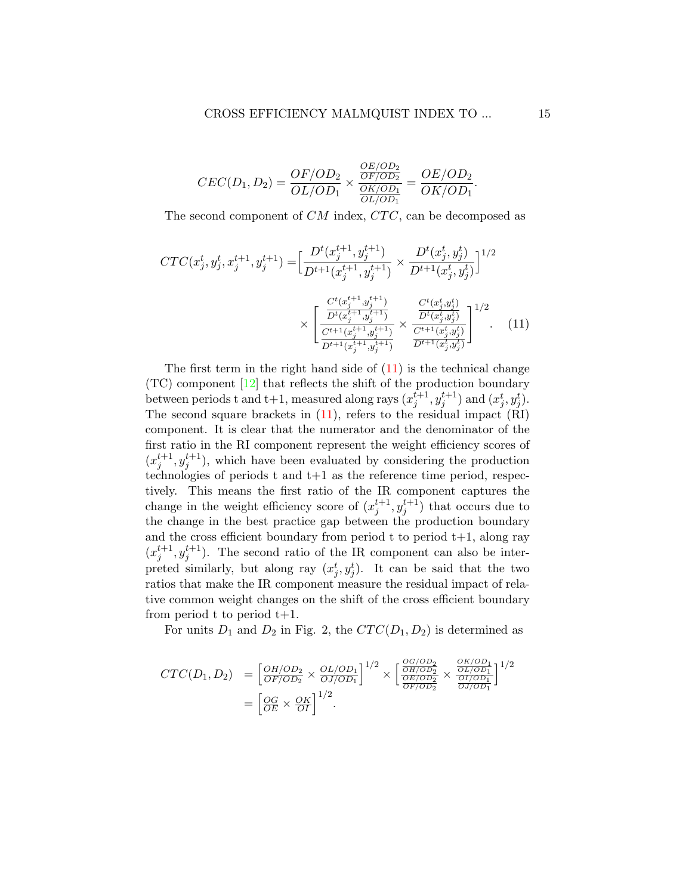$$CEC(D_1, D_2) = \frac{OF/OD_2}{OL/OD_1} \times \frac{\frac{OE/OD_2}{OF/OD_2}}{\frac{OK/OD_1}{OL/OD_1}} = \frac{OE/OD_2}{OK/OD_1}.$$

The second component of $CM$ index, $CTC$, can be decomposed as

$$CTC(x_j^t, y_j^t, x_j^{t+1}, y_j^{t+1}) = \Big[\frac{D^t(x_j^{t+1}, y_j^{t+1})}{D^{t+1}(x_j^{t+1}, y_j^{t+1})} \times \frac{D^t(x_j^t, y_j^t)}{D^{t+1}(x_j^t, y_j^t)}\Big]^{1/2}$$
$$\times \left[\frac{\frac{C^t(x_j^{t+1}, y_j^{t+1})}{D^t(x_j^{t+1}, y_j^{t+1})}}{\frac{C^{t+1}(x_j^{t+1}, y_j^{t+1})}{D^{t+1}(x_j^{t+1}, y_j^{t+1})}} \times \frac{\frac{C^t(x_j^t, y_j^t)}{D^t(x_j^t, y_j^t)}}{\frac{C^{t+1}(x_j^t, y_j^t)}{D^{t+1}(x_j^t, y_j^t)}}\right]^{1/2}. \quad (11)$$

The first term in the right hand side of (11) is the technical change (TC) component [12] that reflects the shift of the production boundary between periods t and t+1, measured along rays $(x_j^{t+1}, y_j^{t+1})$ and $(x_j^t, y_j^t)$. The second square brackets in (11), refers to the residual impact (RI) component. It is clear that the numerator and the denominator of the first ratio in the RI component represent the weight efficiency scores of $(x_j^{t+1}, y_j^{t+1})$, which have been evaluated by considering the production technologies of periods t and t+1 as the reference time period, respectively. This means the first ratio of the IR component captures the change in the weight efficiency score of $(x_j^{t+1}, y_j^{t+1})$ that occurs due to the change in the best practice gap between the production boundary and the cross efficient boundary from period t to period t+1, along ray $(x_j^{t+1}, y_j^{t+1})$. The second ratio of the IR component can also be interpreted similarly, but along ray $(x_j^t, y_j^t)$. It can be said that the two ratios that make the IR component measure the residual impact of relative common weight changes on the shift of the cross efficient boundary from period t to period t+1.

For units $D_1$ and $D_2$ in Fig. 2, the $CTC(D_1, D_2)$ is determined as

$$\begin{aligned} CTC(D_1, D_2) &= \left[\frac{OH/OD_2}{OF/OD_2} \times \frac{OL/OD_1}{OJ/OD_1}\right]^{1/2} \times \left[\frac{\frac{OG/OD_2}{OH/OD_2}}{\frac{OE/OD_2}{OF/OD_2}} \times \frac{\frac{OK/OD_1}{OL/OD_1}}{\frac{OI/OD_1}{OJ/OD_1}}\right]^{1/2} \\ &= \left[\frac{OG}{OE} \times \frac{OK}{OI}\right]^{1/2}. \end{aligned}$$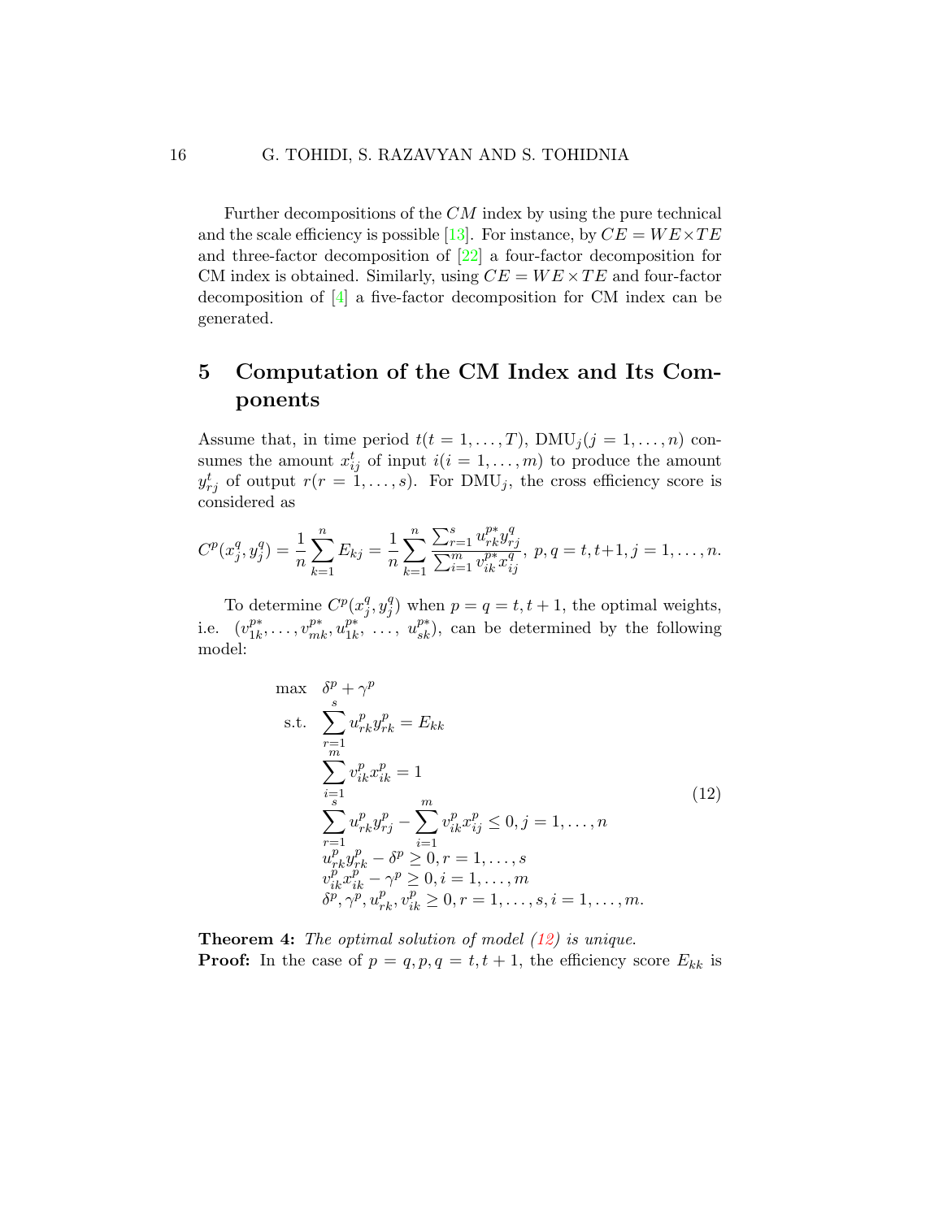Further decompositions of the $CM$ index by using the pure technical and the scale efficiency is possible [13]. For instance, by $CE = WE \times TE$ and three-factor decomposition of [22] a four-factor decomposition for CM index is obtained. Similarly, using $CE = WE \times TE$ and four-factor decomposition of [4] a five-factor decomposition for CM index can be generated.

## 5 Computation of the CM Index and Its Components

Assume that, in time period $t (t = 1, \ldots, T)$, $\text{DMU}_j (j = 1, \ldots, n)$ consumes the amount $x_{ij}^t$ of input $i (i = 1, \ldots, m)$ to produce the amount $y_{rj}^t$ of output $r (r = 1, \ldots, s)$. For $\text{DMU}_j$, the cross efficiency score is considered as

$$C^p(x_j^q, y_j^q) = \frac{1}{n} \sum_{k=1}^{n} E_{kj} = \frac{1}{n} \sum_{k=1}^{n} \frac{\sum_{r=1}^{s} u_{rk}^{p*} y_{rj}^q}{\sum_{i=1}^{m} v_{ik}^{p*} x_{ij}^q}, \; p, q = t, t+1, j = 1, \ldots, n.$$

To determine $C^p(x_j^q, y_j^q)$ when $p = q = t, t+1$, the optimal weights, i.e. $(v_{1k}^{p*}, \ldots, v_{mk}^{p*}, u_{1k}^{p*}, \ldots, u_{sk}^{p*})$, can be determined by the following model:

$$
\begin{aligned}
\max \quad & \delta^p + \gamma^p \\
\text{s.t.} \quad & \sum_{r=1}^{s} u_{rk}^p y_{rk}^p = E_{kk} \\
& \sum_{i=1}^{m} v_{ik}^p x_{ik}^p = 1 \\
& \sum_{r=1}^{s} u_{rk}^p y_{rj}^p - \sum_{i=1}^{m} v_{ik}^p x_{ij}^p \leq 0, j = 1, \ldots, n \\
& u_{rk}^p y_{rk}^p - \delta^p \geq 0, r = 1, \ldots, s \\
& v_{ik}^p x_{ik}^p - \gamma^p \geq 0, i = 1, \ldots, m \\
& \delta^p, \gamma^p, u_{rk}^p, v_{ik}^p \geq 0, r = 1, \ldots, s, i = 1, \ldots, m.
\end{aligned}
\tag{12}
$$

**Theorem 4:** *The optimal solution of model (12) is unique.*
**Proof:** In the case of $p = q, p, q = t, t+1$, the efficiency score $E_{kk}$ is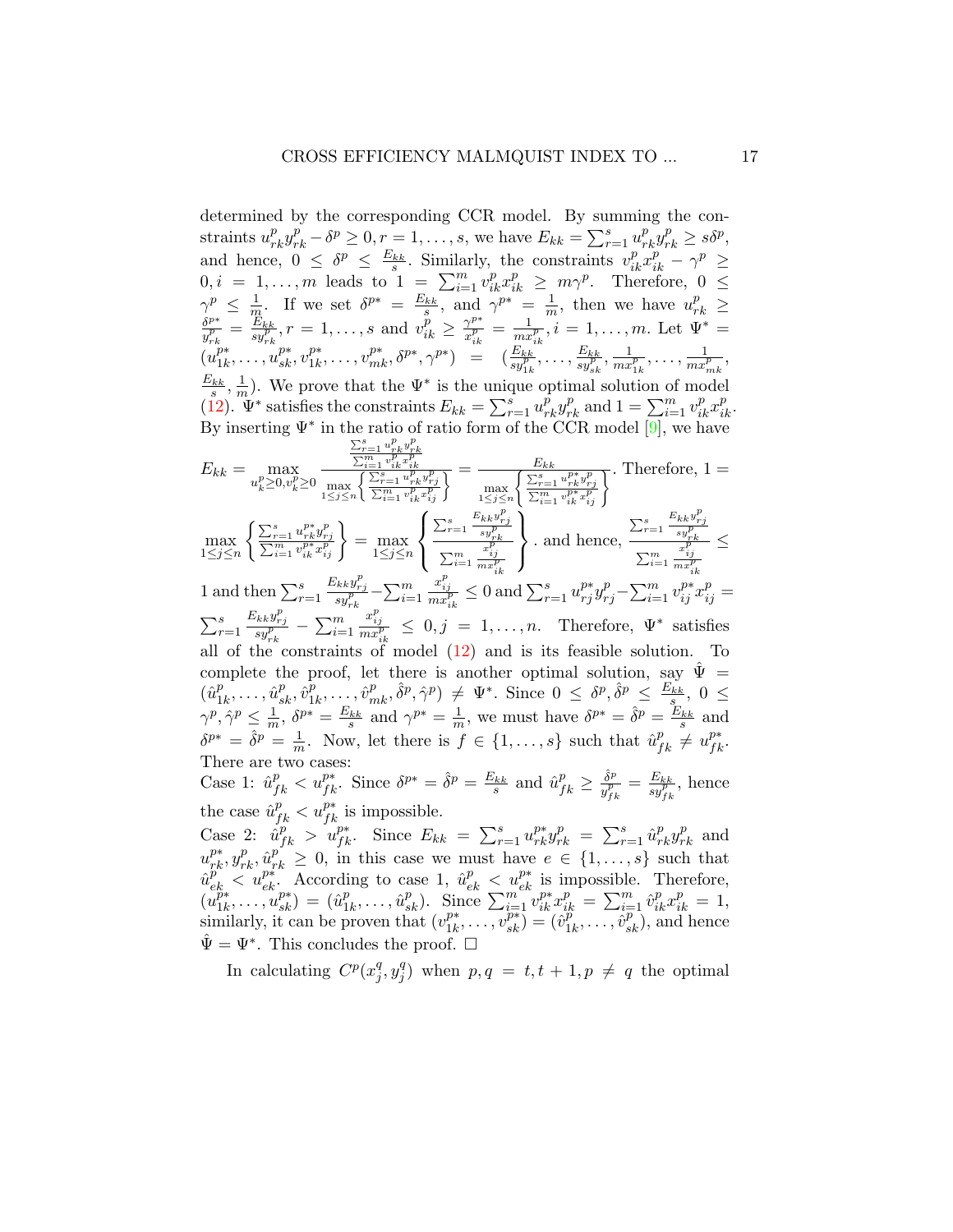determined by the corresponding CCR model. By summing the constraints $u^p_{rk}y^p_{rk} - \delta^p \geq 0, r = 1, \ldots, s$, we have $E_{kk} = \sum_{r=1}^{s} u^p_{rk}y^p_{rk} \geq s\delta^p$, and hence, $0 \leq \delta^p \leq \frac{E_{kk}}{s}$. Similarly, the constraints $v^p_{ik}x^p_{ik} - \gamma^p \geq 0, i = 1, \ldots, m$ leads to $1 = \sum_{i=1}^{m} v^p_{ik}x^p_{ik} \geq m\gamma^p$. Therefore, $0 \leq \gamma^p \leq \frac{1}{m}$. If we set $\delta^{p*} = \frac{E_{kk}}{s}$, and $\gamma^{p*} = \frac{1}{m}$, then we have $u^p_{rk} \geq \frac{\delta^{p*}}{y^p_{rk}} = \frac{E_{kk}}{sy^p_{rk}}, r = 1, \ldots, s$ and $v^p_{ik} \geq \frac{\gamma^{p*}}{x^p_{ik}} = \frac{1}{mx^p_{ik}}, i = 1, \ldots, m$. Let $\Psi^* = (u^{p*}_{1k}, \ldots, u^{p*}_{sk}, v^{p*}_{1k}, \ldots, v^{p*}_{mk}, \delta^{p*}, \gamma^{p*}) = (\frac{E_{kk}}{sy^p_{1k}}, \ldots, \frac{E_{kk}}{sy^p_{sk}}, \frac{1}{mx^p_{1k}}, \ldots, \frac{1}{mx^p_{mk}}, \frac{E_{kk}}{s}, \frac{1}{m})$. We prove that the $\Psi^*$ is the unique optimal solution of model (12). $\Psi^*$ satisfies the constraints $E_{kk} = \sum_{r=1}^{s} u^p_{rk}y^p_{rk}$ and $1 = \sum_{i=1}^{m} v^p_{ik}x^p_{ik}$. By inserting $\Psi^*$ in the ratio of ratio form of the CCR model [9], we have $E_{kk} = \max_{u^p_k \geq 0, v^p_k \geq 0} \frac{\frac{\sum_{r=1}^{s} u^p_{rk}y^p_{rk}}{\sum_{i=1}^{m} v^p_{ik}x^p_{ik}}}{\max_{1\leq j \leq n}\left\{\frac{\sum_{r=1}^{s} u^p_{rk}y^p_{rj}}{\sum_{i=1}^{m} v^p_{ik}x^p_{ij}}\right\}} = \frac{E_{kk}}{\max_{1\leq j \leq n}\left\{\frac{\sum_{r=1}^{s} u^{p*}_{rk}y^p_{rj}}{\sum_{i=1}^{m} v^{p*}_{ik}x^p_{ij}}\right\}}$. Therefore, $1 = \max_{1\leq j \leq n}\left\{\frac{\sum_{r=1}^{s} u^{p*}_{rk}y^p_{rj}}{\sum_{i=1}^{m} v^{p*}_{ik}x^p_{ij}}\right\} = \max_{1\leq j \leq n}\left\{\frac{\sum_{r=1}^{s} \frac{E_{kk}y^p_{rj}}{sy^p_{rk}}}{\sum_{i=1}^{m} \frac{x^p_{ij}}{mx^p_{ik}}}\right\}$. and hence, $\frac{\sum_{r=1}^{s} \frac{E_{kk}y^p_{rj}}{sy^p_{rk}}}{\sum_{i=1}^{m} \frac{x^p_{ij}}{mx^p_{ik}}} \leq 1$ and then $\sum_{r=1}^{s} \frac{E_{kk}y^p_{rj}}{sy^p_{rk}} - \sum_{i=1}^{m} \frac{x^p_{ij}}{mx^p_{ik}} \leq 0$ and $\sum_{r=1}^{s} u^{p*}_{rj}y^p_{rj} - \sum_{i=1}^{m} v^{p*}_{ij}x^p_{ij} = \sum_{r=1}^{s} \frac{E_{kk}y^p_{rj}}{sy^p_{rk}} - \sum_{i=1}^{m} \frac{x^p_{ij}}{mx^p_{ik}} \leq 0, j = 1, \ldots, n$. Therefore, $\Psi^*$ satisfies all of the constraints of model (12) and is its feasible solution. To complete the proof, let there is another optimal solution, say $\hat{\Psi} = (\hat{u}^p_{1k}, \ldots, \hat{u}^p_{sk}, \hat{v}^p_{1k}, \ldots, \hat{v}^p_{mk}, \hat{\delta}^p, \hat{\gamma}^p) \neq \Psi^*$. Since $0 \leq \delta^p, \hat{\delta}^p \leq \frac{E_{kk}}{s}$, $0 \leq \gamma^p, \hat{\gamma}^p \leq \frac{1}{m}$, $\delta^{p*} = \frac{E_{kk}}{s}$ and $\gamma^{p*} = \frac{1}{m}$, we must have $\delta^{p*} = \hat{\delta}^p = \frac{E_{kk}}{s}$ and $\delta^{p*} = \hat{\delta}^p = \frac{1}{m}$. Now, let there is $f \in \{1, \ldots, s\}$ such that $\hat{u}^p_{fk} \neq u^{p*}_{fk}$. There are two cases:

Case 1: $\hat{u}^p_{fk} < u^{p*}_{fk}$. Since $\delta^{p*} = \hat{\delta}^p = \frac{E_{kk}}{s}$ and $\hat{u}^p_{fk} \geq \frac{\hat{\delta}^p}{y^p_{fk}} = \frac{E_{kk}}{sy^p_{fk}}$, hence the case $\hat{u}^p_{fk} < u^{p*}_{fk}$ is impossible.

Case 2: $\hat{u}^p_{fk} > u^{p*}_{fk}$. Since $E_{kk} = \sum_{r=1}^{s} u^{p*}_{rk}y^p_{rk} = \sum_{r=1}^{s} \hat{u}^p_{rk}y^p_{rk}$ and $u^{p*}_{rk}, y^p_{rk}, \hat{u}^p_{rk} \geq 0$, in this case we must have $e \in \{1, \ldots, s\}$ such that $\hat{u}^p_{ek} < u^{p*}_{ek}$. According to case 1, $\hat{u}^p_{ek} < u^{p*}_{ek}$ is impossible. Therefore, $(u^{p*}_{1k}, \ldots, u^{p*}_{sk}) = (\hat{u}^p_{1k}, \ldots, \hat{u}^p_{sk})$. Since $\sum_{i=1}^{m} v^{p*}_{ik}x^p_{ik} = \sum_{i=1}^{m} \hat{v}^p_{ik}x^p_{ik} = 1$, similarly, it can be proven that $(v^{p*}_{1k}, \ldots, v^{p*}_{sk}) = (\hat{v}^p_{1k}, \ldots, \hat{v}^p_{sk})$, and hence $\hat{\Psi} = \Psi^*$. This concludes the proof. □

In calculating $C^p(x^q_j, y^q_j)$ when $p, q = t, t+1, p \neq q$ the optimal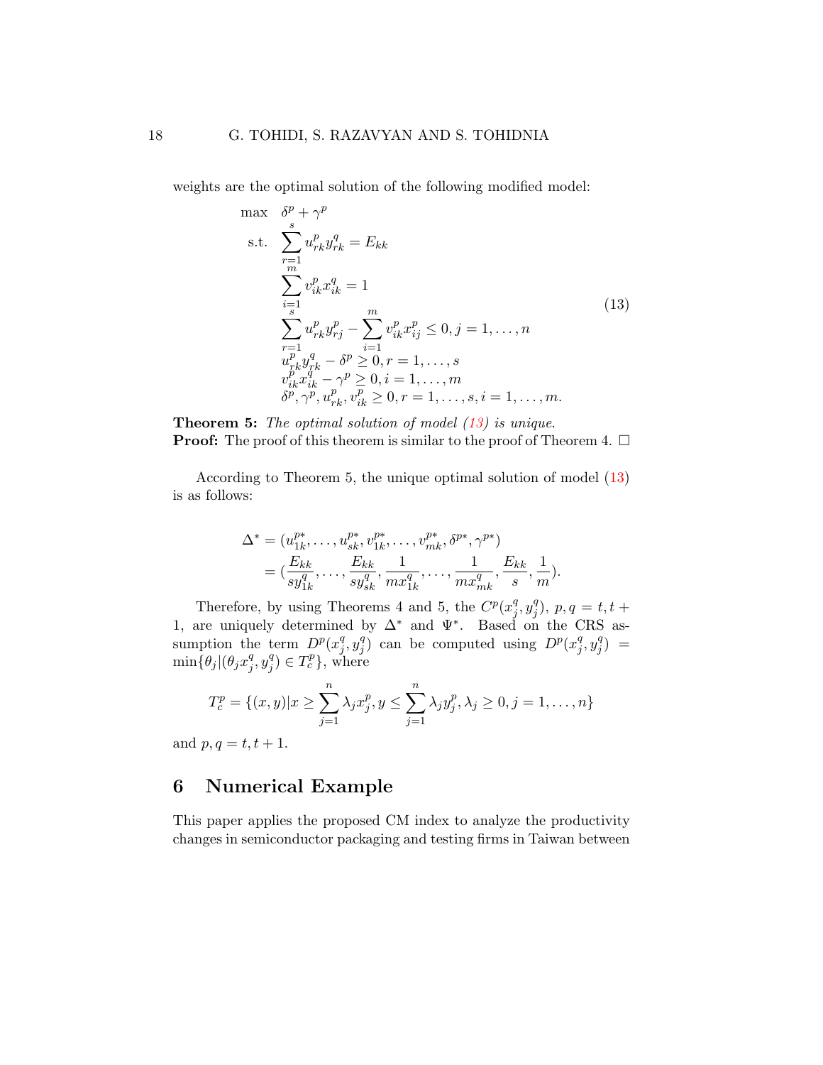weights are the optimal solution of the following modified model:

$$
\begin{array}{ll}
\max & \delta^p + \gamma^p \\
\text{s.t.} & \sum_{r=1}^{s} u_{rk}^p y_{rk}^q = E_{kk} \\
& \sum_{i=1}^{m} v_{ik}^p x_{ik}^q = 1 \\
& \sum_{r=1}^{s} u_{rk}^p y_{rj}^p - \sum_{i=1}^{m} v_{ik}^p x_{ij}^p \leq 0, j = 1, \ldots, n \\
& u_{rk}^p y_{rk}^q - \delta^p \geq 0, r = 1, \ldots, s \\
& v_{ik}^p x_{ik}^q - \gamma^p \geq 0, i = 1, \ldots, m \\
& \delta^p, \gamma^p, u_{rk}^p, v_{ik}^p \geq 0, r = 1, \ldots, s, i = 1, \ldots, m.
\end{array}
\tag{13}
$$

**Theorem 5:** *The optimal solution of model (13) is unique.*
**Proof:** The proof of this theorem is similar to the proof of Theorem 4. □

According to Theorem 5, the unique optimal solution of model (13) is as follows:

$$
\begin{aligned}
\Delta^* &= (u_{1k}^{p*}, \ldots, u_{sk}^{p*}, v_{1k}^{p*}, \ldots, v_{mk}^{p*}, \delta^{p*}, \gamma^{p*}) \\
&= (\frac{E_{kk}}{s y_{1k}^q}, \ldots, \frac{E_{kk}}{s y_{sk}^q}, \frac{1}{m x_{1k}^q}, \ldots, \frac{1}{m x_{mk}^q}, \frac{E_{kk}}{s}, \frac{1}{m}).
\end{aligned}
$$

Therefore, by using Theorems 4 and 5, the $C^p(x_j^q, y_j^q)$, $p, q = t, t+1$, are uniquely determined by $\Delta^*$ and $\Psi^*$. Based on the CRS assumption the term $D^p(x_j^q, y_j^q)$ can be computed using $D^p(x_j^q, y_j^q) = \min\{\theta_j | (\theta_j x_j^q, y_j^q) \in T_c^p\}$, where

$$
T_c^p = \{(x, y) | x \geq \sum_{j=1}^{n} \lambda_j x_j^p, y \leq \sum_{j=1}^{n} \lambda_j y_j^p, \lambda_j \geq 0, j = 1, \ldots, n\}
$$

and $p, q = t, t+1$.

## 6 Numerical Example

This paper applies the proposed CM index to analyze the productivity changes in semiconductor packaging and testing firms in Taiwan between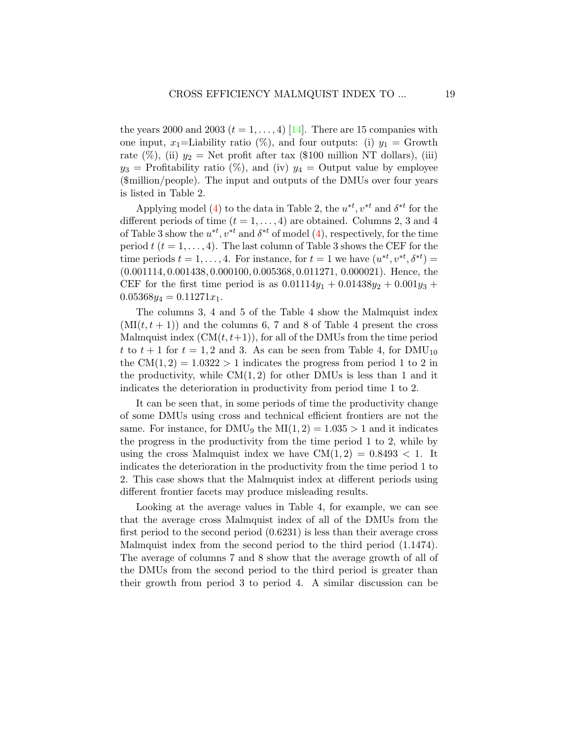the years 2000 and 2003 ($t = 1, \ldots, 4$) [14]. There are 15 companies with one input, $x_1$=Liability ratio (%), and four outputs: (i) $y_1$ = Growth rate (%), (ii) $y_2$ = Net profit after tax ($100 million NT dollars), (iii) $y_3$ = Profitability ratio (%), and (iv) $y_4$ = Output value by employee ($million/people). The input and outputs of the DMUs over four years is listed in Table 2.

Applying model (4) to the data in Table 2, the $u^{*t}, v^{*t}$ and $\delta^{*t}$ for the different periods of time ($t = 1, \ldots, 4$) are obtained. Columns 2, 3 and 4 of Table 3 show the $u^{*t}, v^{*t}$ and $\delta^{*t}$ of model (4), respectively, for the time period $t$ ($t = 1, \ldots, 4$). The last column of Table 3 shows the CEF for the time periods $t = 1, \ldots, 4$. For instance, for $t = 1$ we have $(u^{*t}, v^{*t}, \delta^{*t}) = (0.001114, 0.001438, 0.000100, 0.005368, 0.011271,\ 0.000021)$. Hence, the CEF for the first time period is as $0.01114y_1 + 0.01438y_2 + 0.001y_3 + 0.05368y_4 = 0.11271x_1$.

The columns 3, 4 and 5 of the Table 4 show the Malmquist index $(\mathrm{MI}(t, t + 1))$ and the columns 6, 7 and 8 of Table 4 present the cross Malmquist index $(\mathrm{CM}(t, t+1))$, for all of the DMUs from the time period $t$ to $t + 1$ for $t = 1, 2$ and 3. As can be seen from Table 4, for $\mathrm{DMU}_{10}$ the $\mathrm{CM}(1, 2) = 1.0322 > 1$ indicates the progress from period 1 to 2 in the productivity, while $\mathrm{CM}(1, 2)$ for other DMUs is less than 1 and it indicates the deterioration in productivity from period time 1 to 2.

It can be seen that, in some periods of time the productivity change of some DMUs using cross and technical efficient frontiers are not the same. For instance, for $\mathrm{DMU}_9$ the $\mathrm{MI}(1, 2) = 1.035 > 1$ and it indicates the progress in the productivity from the time period 1 to 2, while by using the cross Malmquist index we have $\mathrm{CM}(1, 2) = 0.8493 < 1$. It indicates the deterioration in the productivity from the time period 1 to 2. This case shows that the Malmquist index at different periods using different frontier facets may produce misleading results.

Looking at the average values in Table 4, for example, we can see that the average cross Malmquist index of all of the DMUs from the first period to the second period (0.6231) is less than their average cross Malmquist index from the second period to the third period (1.1474). The average of columns 7 and 8 show that the average growth of all of the DMUs from the second period to the third period is greater than their growth from period 3 to period 4. A similar discussion can be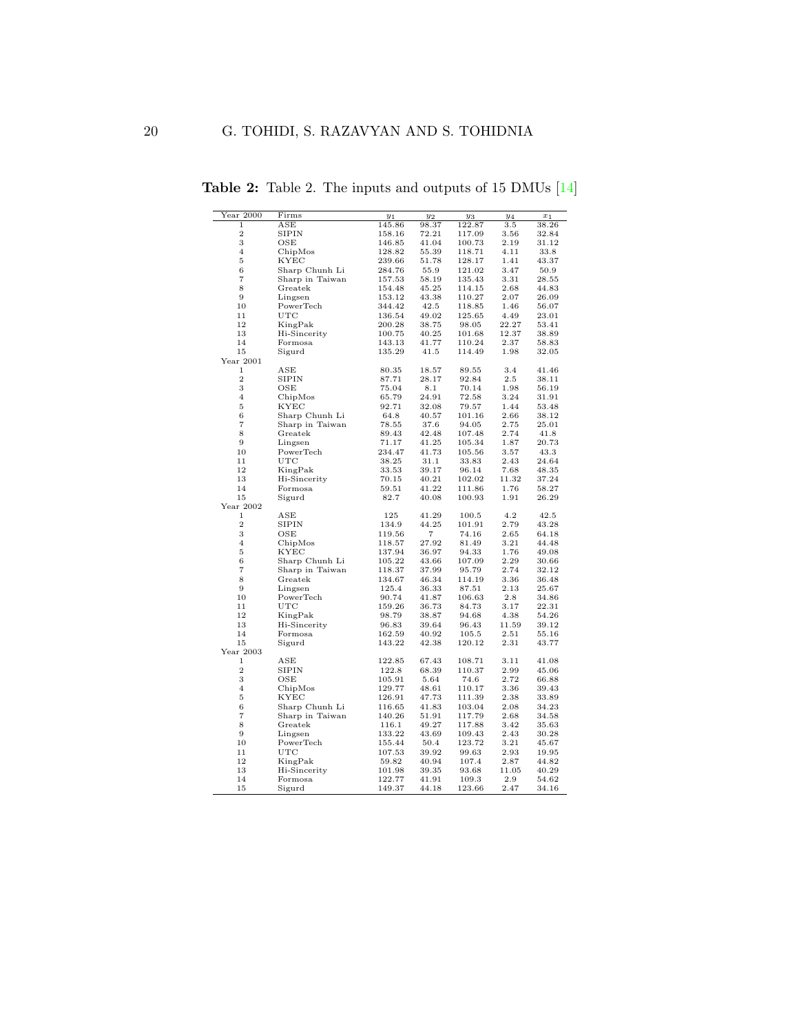**Table 2:** Table 2. The inputs and outputs of 15 DMUs [14]

| Year 2000 | Firms | $y_1$ | $y_2$ | $y_3$ | $y_4$ | $x_1$ |
|---|---|---|---|---|---|---|
| 1 | ASE | 145.86 | 98.37 | 122.87 | 3.5 | 38.26 |
| 2 | SIPIN | 158.16 | 72.21 | 117.09 | 3.56 | 32.84 |
| 3 | OSE | 146.85 | 41.04 | 100.73 | 2.19 | 31.12 |
| 4 | ChipMos | 128.82 | 55.39 | 118.71 | 4.11 | 33.8 |
| 5 | KYEC | 239.66 | 51.78 | 128.17 | 1.41 | 43.37 |
| 6 | Sharp Chunh Li | 284.76 | 55.9 | 121.02 | 3.47 | 50.9 |
| 7 | Sharp in Taiwan | 157.53 | 58.19 | 135.43 | 3.31 | 28.55 |
| 8 | Greatek | 154.48 | 45.25 | 114.15 | 2.68 | 44.83 |
| 9 | Lingsen | 153.12 | 43.38 | 110.27 | 2.07 | 26.09 |
| 10 | PowerTech | 344.42 | 42.5 | 118.85 | 1.46 | 56.07 |
| 11 | UTC | 136.54 | 49.02 | 125.65 | 4.49 | 23.01 |
| 12 | KingPak | 200.28 | 38.75 | 98.05 | 22.27 | 53.41 |
| 13 | Hi-Sincerity | 100.75 | 40.25 | 101.68 | 12.37 | 38.89 |
| 14 | Formosa | 143.13 | 41.77 | 110.24 | 2.37 | 58.83 |
| 15 | Sigurd | 135.29 | 41.5 | 114.49 | 1.98 | 32.05 |
| Year 2001 | | | | | | |
| 1 | ASE | 80.35 | 18.57 | 89.55 | 3.4 | 41.46 |
| 2 | SIPIN | 87.71 | 28.17 | 92.84 | 2.5 | 38.11 |
| 3 | OSE | 75.04 | 8.1 | 70.14 | 1.98 | 56.19 |
| 4 | ChipMos | 65.79 | 24.91 | 72.58 | 3.24 | 31.91 |
| 5 | KYEC | 92.71 | 32.08 | 79.57 | 1.44 | 53.48 |
| 6 | Sharp Chunh Li | 64.8 | 40.57 | 101.16 | 2.66 | 38.12 |
| 7 | Sharp in Taiwan | 78.55 | 37.6 | 94.05 | 2.75 | 25.01 |
| 8 | Greatek | 89.43 | 42.48 | 107.48 | 2.74 | 41.8 |
| 9 | Lingsen | 71.17 | 41.25 | 105.34 | 1.87 | 20.73 |
| 10 | PowerTech | 234.47 | 41.73 | 105.56 | 3.57 | 43.3 |
| 11 | UTC | 38.25 | 31.1 | 33.83 | 2.43 | 24.64 |
| 12 | KingPak | 33.53 | 39.17 | 96.14 | 7.68 | 48.35 |
| 13 | Hi-Sincerity | 70.15 | 40.21 | 102.02 | 11.32 | 37.24 |
| 14 | Formosa | 59.51 | 41.22 | 111.86 | 1.76 | 58.27 |
| 15 | Sigurd | 82.7 | 40.08 | 100.93 | 1.91 | 26.29 |
| Year 2002 | | | | | | |
| 1 | ASE | 125 | 41.29 | 100.5 | 4.2 | 42.5 |
| 2 | SIPIN | 134.9 | 44.25 | 101.91 | 2.79 | 43.28 |
| 3 | OSE | 119.56 | 7 | 74.16 | 2.65 | 64.18 |
| 4 | ChipMos | 118.57 | 27.92 | 81.49 | 3.21 | 44.48 |
| 5 | KYEC | 137.94 | 36.97 | 94.33 | 1.76 | 49.08 |
| 6 | Sharp Chunh Li | 105.22 | 43.66 | 107.09 | 2.29 | 30.66 |
| 7 | Sharp in Taiwan | 118.37 | 37.99 | 95.79 | 2.74 | 32.12 |
| 8 | Greatek | 134.67 | 46.34 | 114.19 | 3.36 | 36.48 |
| 9 | Lingsen | 125.4 | 36.33 | 87.51 | 2.13 | 25.67 |
| 10 | PowerTech | 90.74 | 41.87 | 106.63 | 2.8 | 34.86 |
| 11 | UTC | 159.26 | 36.73 | 84.73 | 3.17 | 22.31 |
| 12 | KingPak | 98.79 | 38.87 | 94.68 | 4.38 | 54.26 |
| 13 | Hi-Sincerity | 96.83 | 39.64 | 96.43 | 11.59 | 39.12 |
| 14 | Formosa | 162.59 | 40.92 | 105.5 | 2.51 | 55.16 |
| 15 | Sigurd | 143.22 | 42.38 | 120.12 | 2.31 | 43.77 |
| Year 2003 | | | | | | |
| 1 | ASE | 122.85 | 67.43 | 108.71 | 3.11 | 41.08 |
| 2 | SIPIN | 122.8 | 68.39 | 110.37 | 2.99 | 45.06 |
| 3 | OSE | 105.91 | 5.64 | 74.6 | 2.72 | 66.88 |
| 4 | ChipMos | 129.77 | 48.61 | 110.17 | 3.36 | 39.43 |
| 5 | KYEC | 126.91 | 47.73 | 111.39 | 2.38 | 33.89 |
| 6 | Sharp Chunh Li | 116.65 | 41.83 | 103.04 | 2.08 | 34.23 |
| 7 | Sharp in Taiwan | 140.26 | 51.91 | 117.79 | 2.68 | 34.58 |
| 8 | Greatek | 116.1 | 49.27 | 117.88 | 3.42 | 35.63 |
| 9 | Lingsen | 133.22 | 43.69 | 109.43 | 2.43 | 30.28 |
| 10 | PowerTech | 155.44 | 50.4 | 123.72 | 3.21 | 45.67 |
| 11 | UTC | 107.53 | 39.92 | 99.63 | 2.93 | 19.95 |
| 12 | KingPak | 59.82 | 40.94 | 107.4 | 2.87 | 44.82 |
| 13 | Hi-Sincerity | 101.98 | 39.35 | 93.68 | 11.05 | 40.29 |
| 14 | Formosa | 122.77 | 41.91 | 109.3 | 2.9 | 54.62 |
| 15 | Sigurd | 149.37 | 44.18 | 123.66 | 2.47 | 34.16 |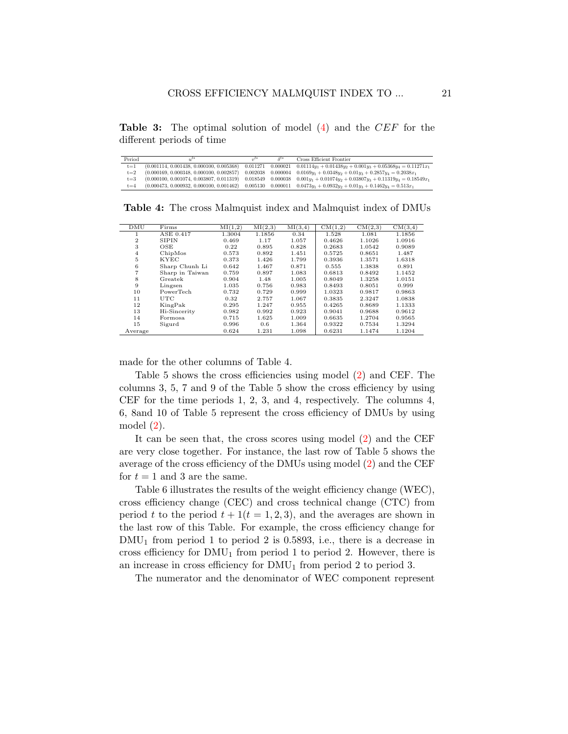**Table 3:** The optimal solution of model (4) and the $CEF$ for the different periods of time

| Period | $u^{t*}$ | $v^{t*}$ | $\delta^{t*}$ | Cross Efficient Frontier |
|---|---|---|---|---|
| t=1 | (0.001114, 0.001438, 0.000100, 0.005368) | 0.011271 | 0.000021 | $0.01114y_1 + 0.01438y_2 + 0.001y_3 + 0.05368y_4 = 0.11271x_1$ |
| t=2 | (0.000169, 0.000348, 0.000100, 0.002857) | 0.002038 | 0.000004 | $0.0169y_1 + 0.0348y_2 + 0.01y_3 + 0.2857y_4 = 0.2038x_1$ |
| t=3 | (0.000100, 0.001074, 0.003807, 0.011319) | 0.018549 | 0.000038 | $0.001y_1 + 0.01074y_2 + 0.03807y_3 + 0.11319y_4 = 0.18549x_1$ |
| t=4 | (0.000473, 0.000932, 0.000100, 0.001462) | 0.005130 | 0.000011 | $0.0473y_1 + 0.0932y_2 + 0.01y_3 + 0.1462y_4 = 0.513x_1$ |

**Table 4:** The cross Malmquist index and Malmquist index of DMUs

| DMU | Firms | MI(1,2) | MI(2,3) | MI(3,4) | CM(1,2) | CM(2,3) | CM(3,4) |
|---|---|---|---|---|---|---|---|
| 1 | ASE 0.417 | 1.3004 | 1.1856 | 0.34 | 1.528 | 1.081 | 1.1856 |
| 2 | SIPIN | 0.469 | 1.17 | 1.057 | 0.4626 | 1.1026 | 1.0916 |
| 3 | OSE | 0.22 | 0.895 | 0.828 | 0.2683 | 1.0542 | 0.9089 |
| 4 | ChipMos | 0.573 | 0.892 | 1.451 | 0.5725 | 0.8651 | 1.487 |
| 5 | KYEC | 0.373 | 1.426 | 1.799 | 0.3936 | 1.3571 | 1.6318 |
| 6 | Sharp Chunh Li | 0.642 | 1.467 | 0.871 | 0.555 | 1.3838 | 0.891 |
| 7 | Sharp in Taiwan | 0.759 | 0.897 | 1.083 | 0.6813 | 0.8492 | 1.1452 |
| 8 | Greatek | 0.904 | 1.48 | 1.005 | 0.8049 | 1.3258 | 1.0151 |
| 9 | Lingsen | 1.035 | 0.756 | 0.983 | 0.8493 | 0.8051 | 0.999 |
| 10 | PowerTech | 0.732 | 0.729 | 0.999 | 1.0323 | 0.9817 | 0.9863 |
| 11 | UTC | 0.32 | 2.757 | 1.067 | 0.3835 | 2.3247 | 1.0838 |
| 12 | KingPak | 0.295 | 1.247 | 0.955 | 0.4265 | 0.8689 | 1.1333 |
| 13 | Hi-Sincerity | 0.982 | 0.992 | 0.923 | 0.9041 | 0.9688 | 0.9612 |
| 14 | Formosa | 0.715 | 1.625 | 1.009 | 0.6635 | 1.2704 | 0.9565 |
| 15 | Sigurd | 0.996 | 0.6 | 1.364 | 0.9322 | 0.7534 | 1.3294 |
| Average | | 0.624 | 1.231 | 1.098 | 0.6231 | 1.1474 | 1.1204 |

made for the other columns of Table 4.

Table 5 shows the cross efficiencies using model (2) and CEF. The columns 3, 5, 7 and 9 of the Table 5 show the cross efficiency by using CEF for the time periods 1, 2, 3, and 4, respectively. The columns 4, 6, 8and 10 of Table 5 represent the cross efficiency of DMUs by using model (2).

It can be seen that, the cross scores using model (2) and the CEF are very close together. For instance, the last row of Table 5 shows the average of the cross efficiency of the DMUs using model (2) and the CEF for $t = 1$ and 3 are the same.

Table 6 illustrates the results of the weight efficiency change (WEC), cross efficiency change (CEC) and cross technical change (CTC) from period $t$ to the period $t + 1 (t = 1, 2, 3)$, and the averages are shown in the last row of this Table. For example, the cross efficiency change for $DMU_1$ from period 1 to period 2 is 0.5893, i.e., there is a decrease in cross efficiency for $DMU_1$ from period 1 to period 2. However, there is an increase in cross efficiency for $DMU_1$ from period 2 to period 3.

The numerator and the denominator of WEC component represent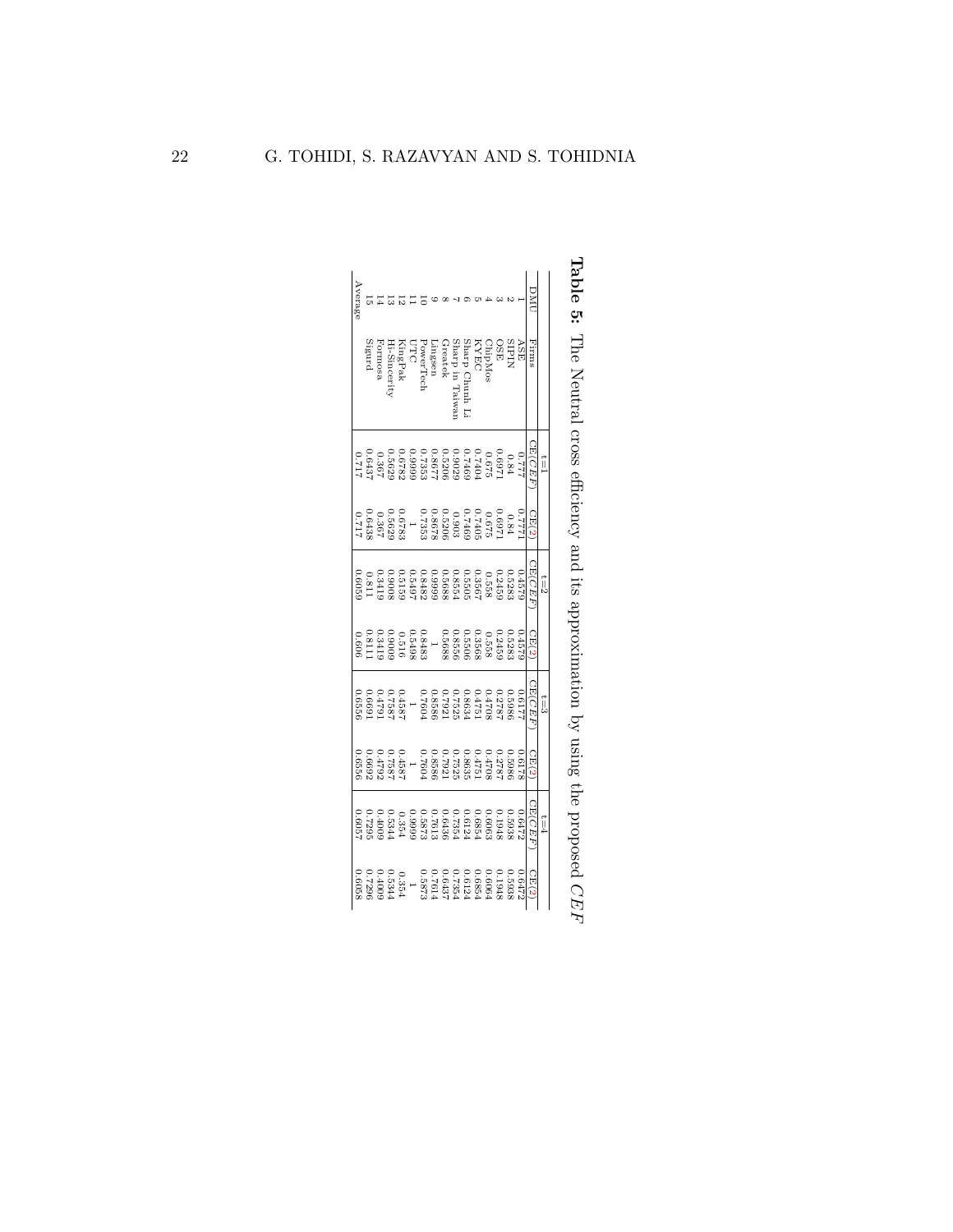**Table 5:** The Neutral cross efficiency and its approximation by using the proposed $CEF$

| DMU | Firms | t=1 | | t=2 | | t=3 | | t=4 | |
|---|---|---|---|---|---|---|---|---|---|
| | | CE($CEF$) | CE(2) | CE($CEF$) | CE(2) | CE($CEF$) | CE(2) | CE($CEF$) | CE(2) |
| 1 | ASE | 0.777 | 0.7771 | 0.4579 | 0.4579 | 0.6177 | 0.6178 | 0.6472 | 0.6472 |
| 2 | SIPIN | 0.84 | 0.84 | 0.5283 | 0.5283 | 0.5986 | 0.5986 | 0.5938 | 0.5938 |
| 3 | OSE | 0.6971 | 0.6971 | 0.2459 | 0.2459 | 0.2787 | 0.2787 | 0.1948 | 0.1948 |
| 4 | ChipMos | 0.675 | 0.675 | 0.558 | 0.558 | 0.4708 | 0.4708 | 0.6063 | 0.6064 |
| 5 | KYEC | 0.7404 | 0.7405 | 0.3567 | 0.3568 | 0.4751 | 0.4751 | 0.6854 | 0.6854 |
| 6 | Sharp Chunh Li | 0.7469 | 0.7469 | 0.5505 | 0.5506 | 0.8634 | 0.8635 | 0.6124 | 0.6124 |
| 7 | Sharp in Taiwan | 0.9029 | 0.903 | 0.8554 | 0.8556 | 0.7525 | 0.7525 | 0.7354 | 0.7354 |
| 8 | Greatek | 0.5206 | 0.5206 | 0.5688 | 0.5688 | 0.7921 | 0.7921 | 0.6436 | 0.6437 |
| 9 | Lingsen | 0.8677 | 0.8678 | 0.9999 | 1 | 0.8586 | 0.8586 | 0.7613 | 0.7614 |
| 10 | PowerTech | 0.7353 | 0.7353 | 0.8482 | 0.8483 | 0.7604 | 0.7604 | 0.5873 | 0.5873 |
| 11 | UTC | 0.9999 | 1 | 0.5497 | 0.5498 | 1 | 1 | 0.9999 | 1 |
| 12 | KingPak | 0.6782 | 0.6783 | 0.5159 | 0.516 | 0.4587 | 0.4587 | 0.354 | 0.354 |
| 13 | Hi-Sincerity | 0.5629 | 0.5629 | 0.9008 | 0.9009 | 0.7587 | 0.7587 | 0.5344 | 0.5344 |
| 14 | Formosa | 0.367 | 0.367 | 0.3419 | 0.3419 | 0.4791 | 0.4792 | 0.4009 | 0.4009 |
| 15 | Sigurd | 0.6437 | 0.6438 | 0.811 | 0.8111 | 0.6691 | 0.6692 | 0.7295 | 0.7296 |
| Average | | 0.717 | 0.717 | 0.6059 | 0.606 | 0.6556 | 0.6556 | 0.6057 | 0.6058 |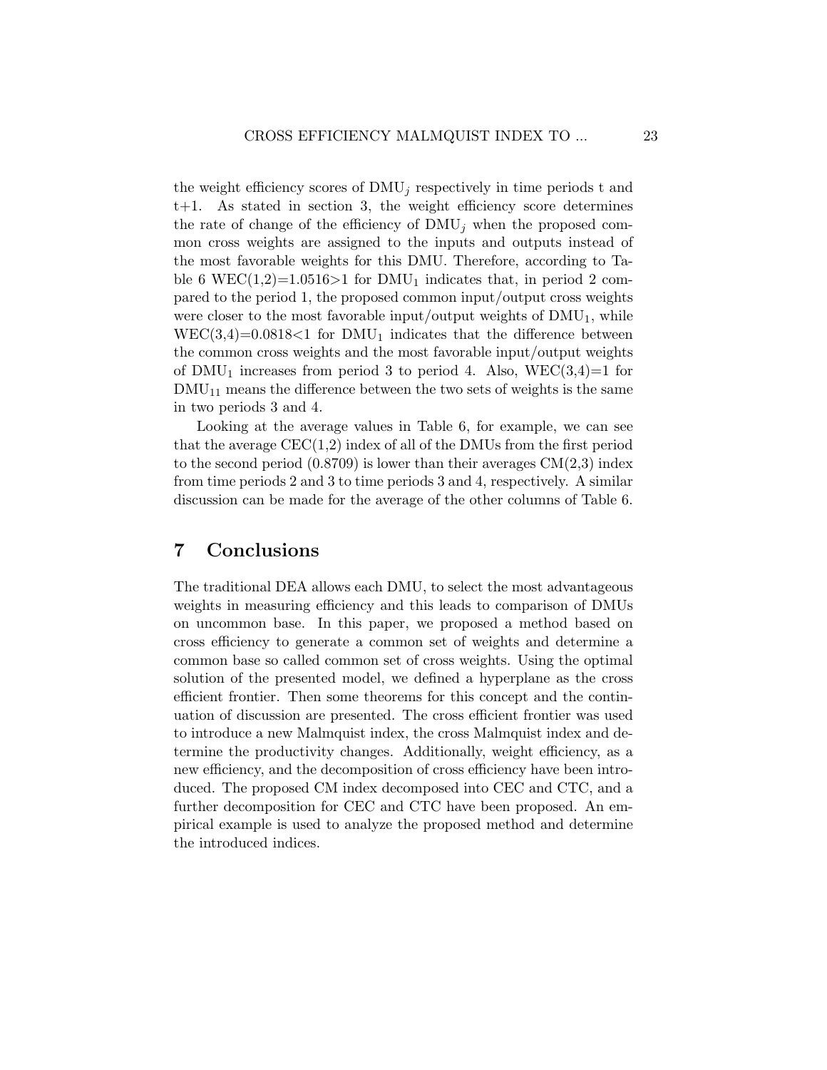the weight efficiency scores of $\text{DMU}_j$ respectively in time periods t and t+1. As stated in section 3, the weight efficiency score determines the rate of change of the efficiency of $\text{DMU}_j$ when the proposed common cross weights are assigned to the inputs and outputs instead of the most favorable weights for this DMU. Therefore, according to Table 6 WEC(1,2)=1.0516>1 for $\text{DMU}_1$ indicates that, in period 2 compared to the period 1, the proposed common input/output cross weights were closer to the most favorable input/output weights of $\text{DMU}_1$, while WEC(3,4)=0.0818<1 for $\text{DMU}_1$ indicates that the difference between the common cross weights and the most favorable input/output weights of $\text{DMU}_1$ increases from period 3 to period 4. Also, WEC(3,4)=1 for $\text{DMU}_{11}$ means the difference between the two sets of weights is the same in two periods 3 and 4.

Looking at the average values in Table 6, for example, we can see that the average CEC(1,2) index of all of the DMUs from the first period to the second period (0.8709) is lower than their averages CM(2,3) index from time periods 2 and 3 to time periods 3 and 4, respectively. A similar discussion can be made for the average of the other columns of Table 6.

## 7 Conclusions

The traditional DEA allows each DMU, to select the most advantageous weights in measuring efficiency and this leads to comparison of DMUs on uncommon base. In this paper, we proposed a method based on cross efficiency to generate a common set of weights and determine a common base so called common set of cross weights. Using the optimal solution of the presented model, we defined a hyperplane as the cross efficient frontier. Then some theorems for this concept and the continuation of discussion are presented. The cross efficient frontier was used to introduce a new Malmquist index, the cross Malmquist index and determine the productivity changes. Additionally, weight efficiency, as a new efficiency, and the decomposition of cross efficiency have been introduced. The proposed CM index decomposed into CEC and CTC, and a further decomposition for CEC and CTC have been proposed. An empirical example is used to analyze the proposed method and determine the introduced indices.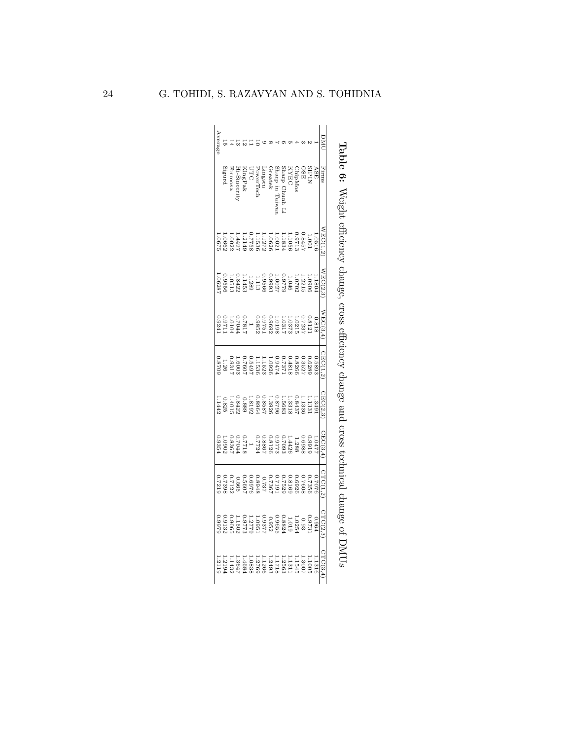**Table 6:** Weight efficiency change, cross efficiency change and cross technical change of DMUs

| DMU | Firms | WEC(1,2) | WEC(2,3) | WEC(3,4) | CEC(1,2) | CEC(2,3) | CEC(3,4) | CTC(1,2) | CTC(2,3) | CTC(3,4) |
|---|---|---|---|---|---|---|---|---|---|---|
| 1 | ASE | 1.0516 | 1.1804 | 0.818 | 0.5893 | 1.3491 | 1.0477 | 0.7076 | 0.964 | 1.1316 |
| 2 | SPIN | 1.001 | 1.0906 | 0.8121 | 0.6289 | 1.1331 | 0.9919 | 0.7356 | 0.9731 | 1.1005 |
| 3 | OSE | 0.8457 | 1.2215 | 0.7237 | 0.3527 | 1.1336 | 0.6988 | 0.7608 | 0.93 | 1.3007 |
| 4 | ChipMos | 0.9713 | 1.0702 | 1.0215 | 0.8266 | 0.8437 | 1.288 | 0.6926 | 1.0254 | 1.1545 |
| 5 | KYEC | 1.1056 | 1.046 | 1.0373 | 0.4818 | 1.3318 | 1.4426 | 0.8169 | 1.019 | 1.1311 |
| 6 | Sharp Chunh Li | 1.1834 | 0.9779 | 1.0317 | 0.7371 | 1.5683 | 0.7093 | 0.7529 | 0.8824 | 1.2563 |
| 7 | Sharp in Taiwan | 1.0021 | 1.0027 | 1.0198 | 0.9474 | 0.8796 | 0.9773 | 0.7191 | 0.9655 | 1.1718 |
| 8 | Greatek | 1.0626 | 0.9993 | 0.9692 | 1.0926 | 1.3926 | 0.8126 | 0.7367 | 0.952 | 1.2493 |
| 9 | Lingsen | 1.1272 | 0.9566 | 0.9751 | 1.1523 | 0.8587 | 0.8867 | 0.737 | 0.9377 | 1.1266 |
| 10 | PowerTech | 1.1536 | 1.113 | 0.9852 | 1.1536 | 0.8964 | 0.7724 | 0.8948 | 1.0951 | 1.2769 |
| 11 | UTC | 0.7758 | 1.289 | 1 | 0.5497 | 1.8192 | 1 | 0.6976 | 1.2779 | 1.0838 |
| 12 | KingPak | 1.2149 | 1.1453 | 0.7817 | 0.7607 | 0.889 | 0.7718 | 0.5607 | 0.9773 | 1.4684 |
| 13 | Hi-Sincerity | 1.4497 | 0.8422 | 0.7044 | 1.6003 | 0.8422 | 0.7044 | 0.565 | 1.1502 | 1.3647 |
| 14 | Formosa | 1.0022 | 1.0513 | 1.0104 | 0.9317 | 1.4015 | 0.8367 | 0.7122 | 0.9065 | 1.1432 |
| 15 | Sigurd | 1.0662 | 0.9556 | 0.9711 | 1.26 | 0.825 | 1.0902 | 0.7398 | 0.9132 | 1.2194 |
| Average | | 1.0675 | 1.06287 | 0.9241 | 0.8709 | 1.1442 | 0.9354 | 0.7219 | 0.9979 | 1.2119 |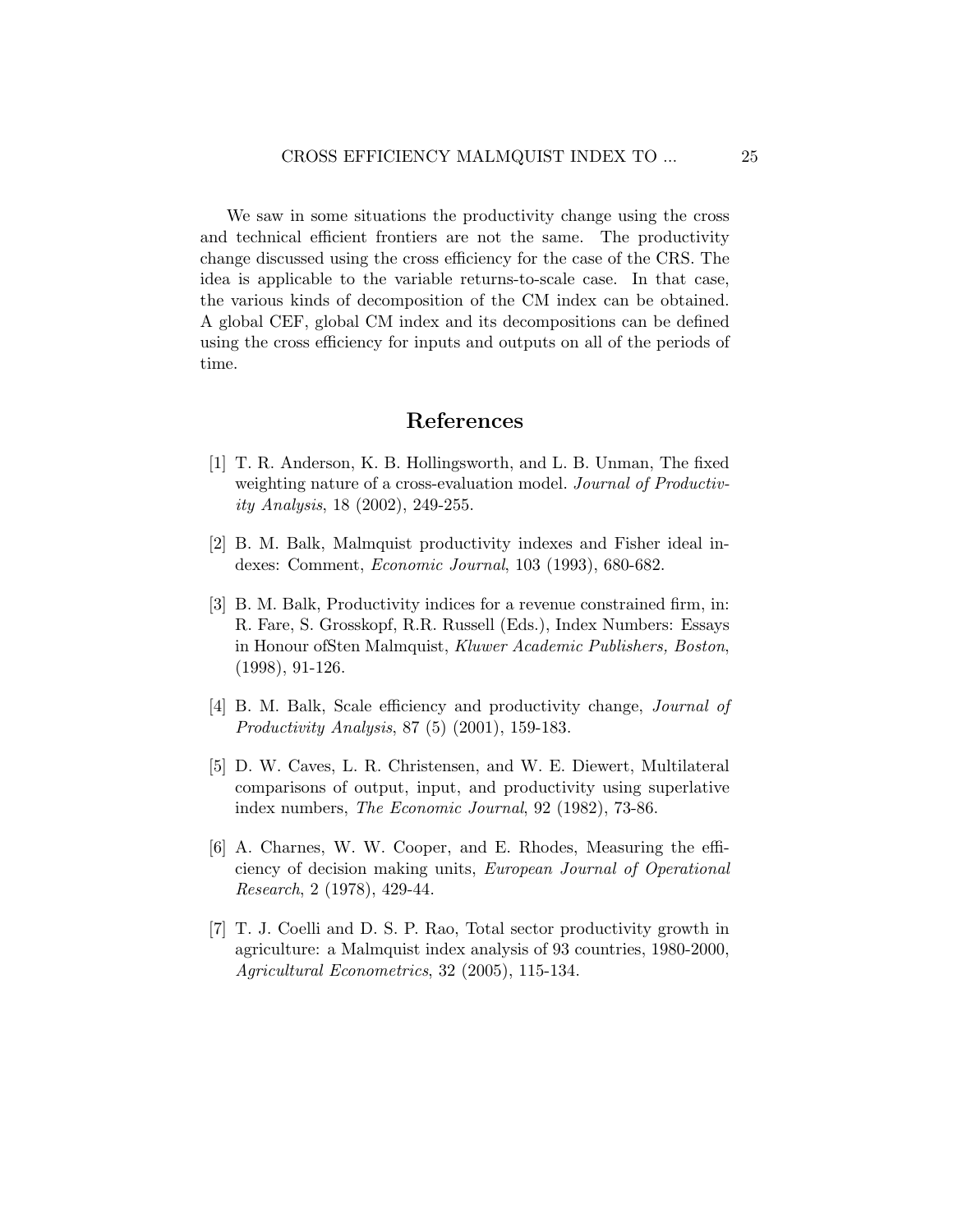We saw in some situations the productivity change using the cross and technical efficient frontiers are not the same. The productivity change discussed using the cross efficiency for the case of the CRS. The idea is applicable to the variable returns-to-scale case. In that case, the various kinds of decomposition of the CM index can be obtained. A global CEF, global CM index and its decompositions can be defined using the cross efficiency for inputs and outputs on all of the periods of time.

## References

[1] T. R. Anderson, K. B. Hollingsworth, and L. B. Unman, The fixed weighting nature of a cross-evaluation model. *Journal of Productivity Analysis*, 18 (2002), 249-255.

[2] B. M. Balk, Malmquist productivity indexes and Fisher ideal indexes: Comment, *Economic Journal*, 103 (1993), 680-682.

[3] B. M. Balk, Productivity indices for a revenue constrained firm, in: R. Fare, S. Grosskopf, R.R. Russell (Eds.), Index Numbers: Essays in Honour ofSten Malmquist, *Kluwer Academic Publishers, Boston*, (1998), 91-126.

[4] B. M. Balk, Scale efficiency and productivity change, *Journal of Productivity Analysis*, 87 (5) (2001), 159-183.

[5] D. W. Caves, L. R. Christensen, and W. E. Diewert, Multilateral comparisons of output, input, and productivity using superlative index numbers, *The Economic Journal*, 92 (1982), 73-86.

[6] A. Charnes, W. W. Cooper, and E. Rhodes, Measuring the efficiency of decision making units, *European Journal of Operational Research*, 2 (1978), 429-44.

[7] T. J. Coelli and D. S. P. Rao, Total sector productivity growth in agriculture: a Malmquist index analysis of 93 countries, 1980-2000, *Agricultural Econometrics*, 32 (2005), 115-134.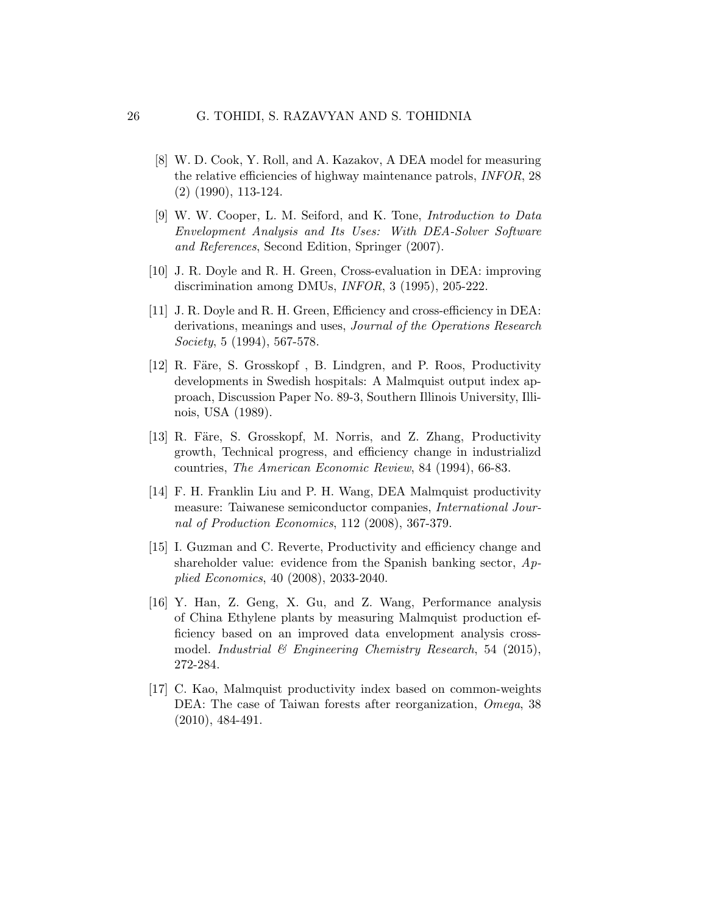[8] W. D. Cook, Y. Roll, and A. Kazakov, A DEA model for measuring the relative efficiencies of highway maintenance patrols, *INFOR*, 28 (2) (1990), 113-124.

[9] W. W. Cooper, L. M. Seiford, and K. Tone, *Introduction to Data Envelopment Analysis and Its Uses: With DEA-Solver Software and References*, Second Edition, Springer (2007).

[10] J. R. Doyle and R. H. Green, Cross-evaluation in DEA: improving discrimination among DMUs, *INFOR*, 3 (1995), 205-222.

[11] J. R. Doyle and R. H. Green, Efficiency and cross-efficiency in DEA: derivations, meanings and uses, *Journal of the Operations Research Society*, 5 (1994), 567-578.

[12] R. Färe, S. Grosskopf , B. Lindgren, and P. Roos, Productivity developments in Swedish hospitals: A Malmquist output index approach, Discussion Paper No. 89-3, Southern Illinois University, Illinois, USA (1989).

[13] R. Färe, S. Grosskopf, M. Norris, and Z. Zhang, Productivity growth, Technical progress, and efficiency change in industrializd countries, *The American Economic Review*, 84 (1994), 66-83.

[14] F. H. Franklin Liu and P. H. Wang, DEA Malmquist productivity measure: Taiwanese semiconductor companies, *International Journal of Production Economics*, 112 (2008), 367-379.

[15] I. Guzman and C. Reverte, Productivity and efficiency change and shareholder value: evidence from the Spanish banking sector, *Applied Economics*, 40 (2008), 2033-2040.

[16] Y. Han, Z. Geng, X. Gu, and Z. Wang, Performance analysis of China Ethylene plants by measuring Malmquist production efficiency based on an improved data envelopment analysis cross-model. *Industrial & Engineering Chemistry Research*, 54 (2015), 272-284.

[17] C. Kao, Malmquist productivity index based on common-weights DEA: The case of Taiwan forests after reorganization, *Omega*, 38 (2010), 484-491.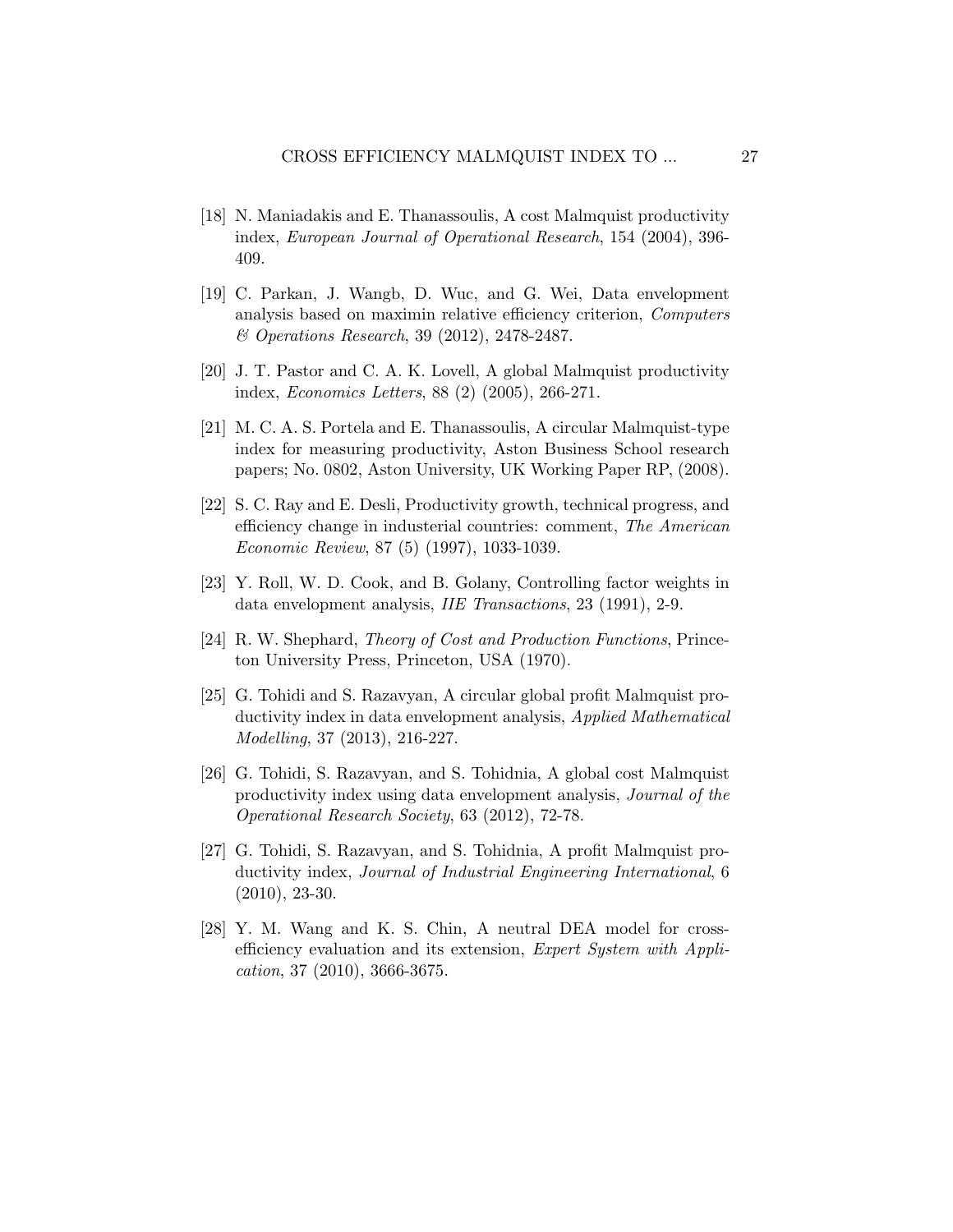[18] N. Maniadakis and E. Thanassoulis, A cost Malmquist productivity index, *European Journal of Operational Research*, 154 (2004), 396-409.

[19] C. Parkan, J. Wangb, D. Wuc, and G. Wei, Data envelopment analysis based on maximin relative efficiency criterion, *Computers & Operations Research*, 39 (2012), 2478-2487.

[20] J. T. Pastor and C. A. K. Lovell, A global Malmquist productivity index, *Economics Letters*, 88 (2) (2005), 266-271.

[21] M. C. A. S. Portela and E. Thanassoulis, A circular Malmquist-type index for measuring productivity, Aston Business School research papers; No. 0802, Aston University, UK Working Paper RP, (2008).

[22] S. C. Ray and E. Desli, Productivity growth, technical progress, and efficiency change in industerial countries: comment, *The American Economic Review*, 87 (5) (1997), 1033-1039.

[23] Y. Roll, W. D. Cook, and B. Golany, Controlling factor weights in data envelopment analysis, *IIE Transactions*, 23 (1991), 2-9.

[24] R. W. Shephard, *Theory of Cost and Production Functions*, Princeton University Press, Princeton, USA (1970).

[25] G. Tohidi and S. Razavyan, A circular global profit Malmquist productivity index in data envelopment analysis, *Applied Mathematical Modelling*, 37 (2013), 216-227.

[26] G. Tohidi, S. Razavyan, and S. Tohidnia, A global cost Malmquist productivity index using data envelopment analysis, *Journal of the Operational Research Society*, 63 (2012), 72-78.

[27] G. Tohidi, S. Razavyan, and S. Tohidnia, A profit Malmquist productivity index, *Journal of Industrial Engineering International*, 6 (2010), 23-30.

[28] Y. M. Wang and K. S. Chin, A neutral DEA model for cross-efficiency evaluation and its extension, *Expert System with Application*, 37 (2010), 3666-3675.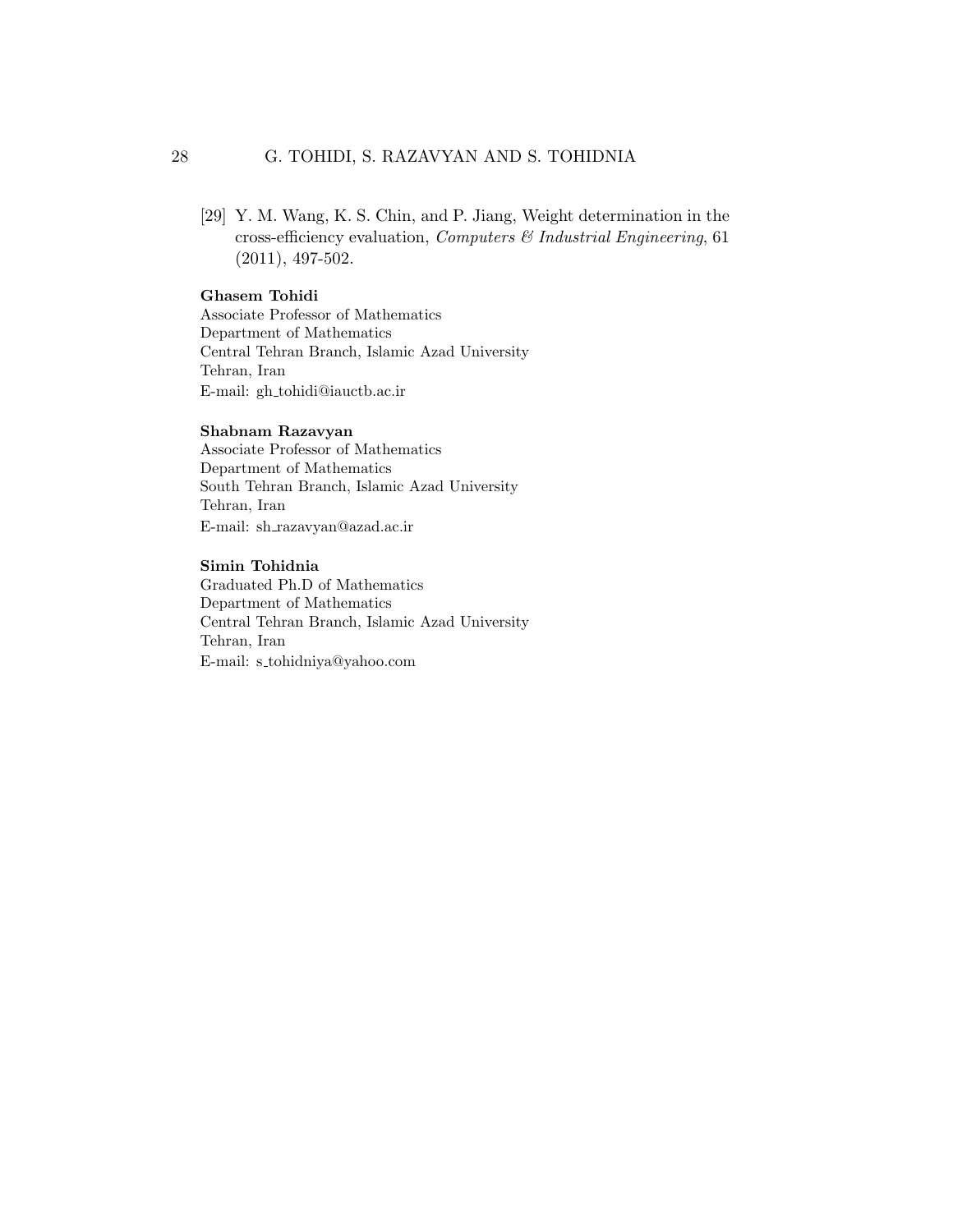[29] Y. M. Wang, K. S. Chin, and P. Jiang, Weight determination in the cross-efficiency evaluation, *Computers & Industrial Engineering*, 61 (2011), 497-502.

**Ghasem Tohidi**
Associate Professor of Mathematics
Department of Mathematics
Central Tehran Branch, Islamic Azad University
Tehran, Iran
E-mail: gh_tohidi@iauctb.ac.ir

**Shabnam Razavyan**
Associate Professor of Mathematics
Department of Mathematics
South Tehran Branch, Islamic Azad University
Tehran, Iran
E-mail: sh_razavyan@azad.ac.ir

**Simin Tohidnia**
Graduated Ph.D of Mathematics
Department of Mathematics
Central Tehran Branch, Islamic Azad University
Tehran, Iran
E-mail: s_tohidniya@yahoo.com